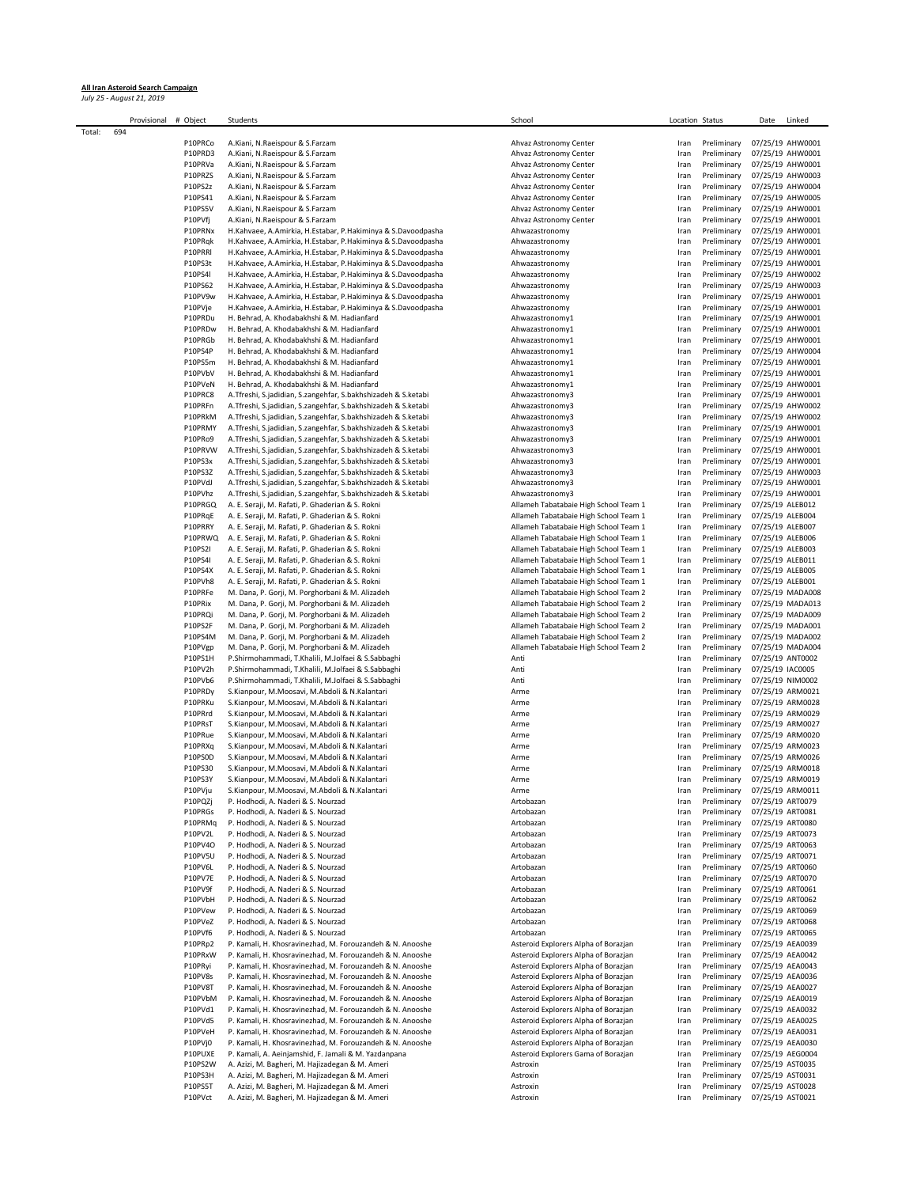**All Iran Asteroid Search Campaign**

*July 25 - August 21, 2019*

| | Provisional | # Object | Students | School | Location | Status | Date | Linked |
|---|---|---|---|---|---|---|---|---|
| Total: | 694 | | | | | | | |
| | | P10PRCo | A.Kiani, N.Raeispour & S.Farzam | Ahvaz Astronomy Center | Iran | Preliminary | 07/25/19 | AHW0001 |
| | | P10PRD3 | A.Kiani, N.Raeispour & S.Farzam | Ahvaz Astronomy Center | Iran | Preliminary | 07/25/19 | AHW0001 |
| | | P10PRVa | A.Kiani, N.Raeispour & S.Farzam | Ahvaz Astronomy Center | Iran | Preliminary | 07/25/19 | AHW0001 |
| | | P10PRZS | A.Kiani, N.Raeispour & S.Farzam | Ahvaz Astronomy Center | Iran | Preliminary | 07/25/19 | AHW0003 |
| | | P10PS2z | A.Kiani, N.Raeispour & S.Farzam | Ahvaz Astronomy Center | Iran | Preliminary | 07/25/19 | AHW0004 |
| | | P10PS41 | A.Kiani, N.Raeispour & S.Farzam | Ahvaz Astronomy Center | Iran | Preliminary | 07/25/19 | AHW0005 |
| | | P10PS5V | A.Kiani, N.Raeispour & S.Farzam | Ahvaz Astronomy Center | Iran | Preliminary | 07/25/19 | AHW0001 |
| | | P10PVfj | A.Kiani, N.Raeispour & S.Farzam | Ahvaz Astronomy Center | Iran | Preliminary | 07/25/19 | AHW0001 |
| | | P10PRNx | H.Kahvaee, A.Amirkia, H.Estabar, P.Hakiminya & S.Davoodpasha | Ahwazastronomy | Iran | Preliminary | 07/25/19 | AHW0001 |
| | | P10PRqk | H.Kahvaee, A.Amirkia, H.Estabar, P.Hakiminya & S.Davoodpasha | Ahwazastronomy | Iran | Preliminary | 07/25/19 | AHW0001 |
| | | P10PRRl | H.Kahvaee, A.Amirkia, H.Estabar, P.Hakiminya & S.Davoodpasha | Ahwazastronomy | Iran | Preliminary | 07/25/19 | AHW0001 |
| | | P10PS3t | H.Kahvaee, A.Amirkia, H.Estabar, P.Hakiminya & S.Davoodpasha | Ahwazastronomy | Iran | Preliminary | 07/25/19 | AHW0001 |
| | | P10PS4l | H.Kahvaee, A.Amirkia, H.Estabar, P.Hakiminya & S.Davoodpasha | Ahwazastronomy | Iran | Preliminary | 07/25/19 | AHW0002 |
| | | P10PS62 | H.Kahvaee, A.Amirkia, H.Estabar, P.Hakiminya & S.Davoodpasha | Ahwazastronomy | Iran | Preliminary | 07/25/19 | AHW0003 |
| | | P10PV9w | H.Kahvaee, A.Amirkia, H.Estabar, P.Hakiminya & S.Davoodpasha | Ahwazastronomy | Iran | Preliminary | 07/25/19 | AHW0001 |
| | | P10PVje | H.Kahvaee, A.Amirkia, H.Estabar, P.Hakiminya & S.Davoodpasha | Ahwazastronomy | Iran | Preliminary | 07/25/19 | AHW0001 |
| | | P10PRDu | H. Behrad, A. Khodabakhshi & M. Hadianfard | Ahwazastronomy1 | Iran | Preliminary | 07/25/19 | AHW0001 |
| | | P10PRDw | H. Behrad, A. Khodabakhshi & M. Hadianfard | Ahwazastronomy1 | Iran | Preliminary | 07/25/19 | AHW0001 |
| | | P10PRGb | H. Behrad, A. Khodabakhshi & M. Hadianfard | Ahwazastronomy1 | Iran | Preliminary | 07/25/19 | AHW0001 |
| | | P10PS4P | H. Behrad, A. Khodabakhshi & M. Hadianfard | Ahwazastronomy1 | Iran | Preliminary | 07/25/19 | AHW0004 |
| | | P10PS5m | H. Behrad, A. Khodabakhshi & M. Hadianfard | Ahwazastronomy1 | Iran | Preliminary | 07/25/19 | AHW0001 |
| | | P10PVbV | H. Behrad, A. Khodabakhshi & M. Hadianfard | Ahwazastronomy1 | Iran | Preliminary | 07/25/19 | AHW0001 |
| | | P10PVeN | H. Behrad, A. Khodabakhshi & M. Hadianfard | Ahwazastronomy1 | Iran | Preliminary | 07/25/19 | AHW0001 |
| | | P10PRC8 | A.Tfreshi, S.jadidian, S.zangehfar, S.bakhshizadeh & S.ketabi | Ahwazastronomy3 | Iran | Preliminary | 07/25/19 | AHW0001 |
| | | P10PRFn | A.Tfreshi, S.jadidian, S.zangehfar, S.bakhshizadeh & S.ketabi | Ahwazastronomy3 | Iran | Preliminary | 07/25/19 | AHW0002 |
| | | P10PRkM | A.Tfreshi, S.jadidian, S.zangehfar, S.bakhshizadeh & S.ketabi | Ahwazastronomy3 | Iran | Preliminary | 07/25/19 | AHW0002 |
| | | P10PRMY | A.Tfreshi, S.jadidian, S.zangehfar, S.bakhshizadeh & S.ketabi | Ahwazastronomy3 | Iran | Preliminary | 07/25/19 | AHW0001 |
| | | P10PRo9 | A.Tfreshi, S.jadidian, S.zangehfar, S.bakhshizadeh & S.ketabi | Ahwazastronomy3 | Iran | Preliminary | 07/25/19 | AHW0001 |
| | | P10PRVW | A.Tfreshi, S.jadidian, S.zangehfar, S.bakhshizadeh & S.ketabi | Ahwazastronomy3 | Iran | Preliminary | 07/25/19 | AHW0001 |
| | | P10PS3x | A.Tfreshi, S.jadidian, S.zangehfar, S.bakhshizadeh & S.ketabi | Ahwazastronomy3 | Iran | Preliminary | 07/25/19 | AHW0001 |
| | | P10PS3Z | A.Tfreshi, S.jadidian, S.zangehfar, S.bakhshizadeh & S.ketabi | Ahwazastronomy3 | Iran | Preliminary | 07/25/19 | AHW0003 |
| | | P10PVdJ | A.Tfreshi, S.jadidian, S.zangehfar, S.bakhshizadeh & S.ketabi | Ahwazastronomy3 | Iran | Preliminary | 07/25/19 | AHW0001 |
| | | P10PVhz | A.Tfreshi, S.jadidian, S.zangehfar, S.bakhshizadeh & S.ketabi | Ahwazastronomy3 | Iran | Preliminary | 07/25/19 | AHW0001 |
| | | P10PRGQ | A. E. Seraji, M. Rafati, P. Ghaderian & S. Rokni | Allameh Tabatabaie High School Team 1 | Iran | Preliminary | 07/25/19 | ALEB012 |
| | | P10PRqE | A. E. Seraji, M. Rafati, P. Ghaderian & S. Rokni | Allameh Tabatabaie High School Team 1 | Iran | Preliminary | 07/25/19 | ALEB004 |
| | | P10PRRY | A. E. Seraji, M. Rafati, P. Ghaderian & S. Rokni | Allameh Tabatabaie High School Team 1 | Iran | Preliminary | 07/25/19 | ALEB007 |
| | | P10PRWQ | A. E. Seraji, M. Rafati, P. Ghaderian & S. Rokni | Allameh Tabatabaie High School Team 1 | Iran | Preliminary | 07/25/19 | ALEB006 |
| | | P10PS2I | A. E. Seraji, M. Rafati, P. Ghaderian & S. Rokni | Allameh Tabatabaie High School Team 1 | Iran | Preliminary | 07/25/19 | ALEB003 |
| | | P10PS4I | A. E. Seraji, M. Rafati, P. Ghaderian & S. Rokni | Allameh Tabatabaie High School Team 1 | Iran | Preliminary | 07/25/19 | ALEB011 |
| | | P10PS4X | A. E. Seraji, M. Rafati, P. Ghaderian & S. Rokni | Allameh Tabatabaie High School Team 1 | Iran | Preliminary | 07/25/19 | ALEB005 |
| | | P10PVh8 | A. E. Seraji, M. Rafati, P. Ghaderian & S. Rokni | Allameh Tabatabaie High School Team 1 | Iran | Preliminary | 07/25/19 | ALEB001 |
| | | P10PRFe | M. Dana, P. Gorji, M. Porghorbani & M. Alizadeh | Allameh Tabatabaie High School Team 2 | Iran | Preliminary | 07/25/19 | MADA008 |
| | | P10PRix | M. Dana, P. Gorji, M. Porghorbani & M. Alizadeh | Allameh Tabatabaie High School Team 2 | Iran | Preliminary | 07/25/19 | MADA013 |
| | | P10PRQi | M. Dana, P. Gorji, M. Porghorbani & M. Alizadeh | Allameh Tabatabaie High School Team 2 | Iran | Preliminary | 07/25/19 | MADA009 |
| | | P10PS2F | M. Dana, P. Gorji, M. Porghorbani & M. Alizadeh | Allameh Tabatabaie High School Team 2 | Iran | Preliminary | 07/25/19 | MADA001 |
| | | P10PS4M | M. Dana, P. Gorji, M. Porghorbani & M. Alizadeh | Allameh Tabatabaie High School Team 2 | Iran | Preliminary | 07/25/19 | MADA002 |
| | | P10PVgp | M. Dana, P. Gorji, M. Porghorbani & M. Alizadeh | Allameh Tabatabaie High School Team 2 | Iran | Preliminary | 07/25/19 | MADA004 |
| | | P10PS1H | P.Shirmohammadi, T.Khalili, M.Jolfaei & S.Sabbaghi | Anti | Iran | Preliminary | 07/25/19 | ANT0002 |
| | | P10PV2h | P.Shirmohammadi, T.Khalili, M.Jolfaei & S.Sabbaghi | Anti | Iran | Preliminary | 07/25/19 | IAC0005 |
| | | P10PVb6 | P.Shirmohammadi, T.Khalili, M.Jolfaei & S.Sabbaghi | Anti | Iran | Preliminary | 07/25/19 | NIM0002 |
| | | P10PRDy | S.Kianpour, M.Moosavi, M.Abdoli & N.Kalantari | Arme | Iran | Preliminary | 07/25/19 | ARM0021 |
| | | P10PRKu | S.Kianpour, M.Moosavi, M.Abdoli & N.Kalantari | Arme | Iran | Preliminary | 07/25/19 | ARM0028 |
| | | P10PRrd | S.Kianpour, M.Moosavi, M.Abdoli & N.Kalantari | Arme | Iran | Preliminary | 07/25/19 | ARM0029 |
| | | P10PRsT | S.Kianpour, M.Moosavi, M.Abdoli & N.Kalantari | Arme | Iran | Preliminary | 07/25/19 | ARM0027 |
| | | P10PRue | S.Kianpour, M.Moosavi, M.Abdoli & N.Kalantari | Arme | Iran | Preliminary | 07/25/19 | ARM0020 |
| | | P10PRXq | S.Kianpour, M.Moosavi, M.Abdoli & N.Kalantari | Arme | Iran | Preliminary | 07/25/19 | ARM0023 |
| | | P10PS0D | S.Kianpour, M.Moosavi, M.Abdoli & N.Kalantari | Arme | Iran | Preliminary | 07/25/19 | ARM0026 |
| | | P10PS30 | S.Kianpour, M.Moosavi, M.Abdoli & N.Kalantari | Arme | Iran | Preliminary | 07/25/19 | ARM0018 |
| | | P10PS3Y | S.Kianpour, M.Moosavi, M.Abdoli & N.Kalantari | Arme | Iran | Preliminary | 07/25/19 | ARM0019 |
| | | P10PVju | S.Kianpour, M.Moosavi, M.Abdoli & N.Kalantari | Arme | Iran | Preliminary | 07/25/19 | ARM0011 |
| | | P10PQZj | P. Hodhodi, A. Naderi & S. Nourzad | Artobazan | Iran | Preliminary | 07/25/19 | ART0079 |
| | | P10PRGs | P. Hodhodi, A. Naderi & S. Nourzad | Artobazan | Iran | Preliminary | 07/25/19 | ART0081 |
| | | P10PRMq | P. Hodhodi, A. Naderi & S. Nourzad | Artobazan | Iran | Preliminary | 07/25/19 | ART0080 |
| | | P10PV2L | P. Hodhodi, A. Naderi & S. Nourzad | Artobazan | Iran | Preliminary | 07/25/19 | ART0073 |
| | | P10PV4O | P. Hodhodi, A. Naderi & S. Nourzad | Artobazan | Iran | Preliminary | 07/25/19 | ART0063 |
| | | P10PV5U | P. Hodhodi, A. Naderi & S. Nourzad | Artobazan | Iran | Preliminary | 07/25/19 | ART0071 |
| | | P10PV6L | P. Hodhodi, A. Naderi & S. Nourzad | Artobazan | Iran | Preliminary | 07/25/19 | ART0060 |
| | | P10PV7E | P. Hodhodi, A. Naderi & S. Nourzad | Artobazan | Iran | Preliminary | 07/25/19 | ART0070 |
| | | P10PV9f | P. Hodhodi, A. Naderi & S. Nourzad | Artobazan | Iran | Preliminary | 07/25/19 | ART0061 |
| | | P10PVbH | P. Hodhodi, A. Naderi & S. Nourzad | Artobazan | Iran | Preliminary | 07/25/19 | ART0062 |
| | | P10PVew | P. Hodhodi, A. Naderi & S. Nourzad | Artobazan | Iran | Preliminary | 07/25/19 | ART0069 |
| | | P10PVeZ | P. Hodhodi, A. Naderi & S. Nourzad | Artobazan | Iran | Preliminary | 07/25/19 | ART0068 |
| | | P10PVf6 | P. Hodhodi, A. Naderi & S. Nourzad | Artobazan | Iran | Preliminary | 07/25/19 | ART0065 |
| | | P10PRp2 | P. Kamali, H. Khosravinezhad, M. Forouzandeh & N. Anooshe | Asteroid Explorers Alpha of Borazjan | Iran | Preliminary | 07/25/19 | AEA0039 |
| | | P10PRxW | P. Kamali, H. Khosravinezhad, M. Forouzandeh & N. Anooshe | Asteroid Explorers Alpha of Borazjan | Iran | Preliminary | 07/25/19 | AEA0042 |
| | | P10PRyi | P. Kamali, H. Khosravinezhad, M. Forouzandeh & N. Anooshe | Asteroid Explorers Alpha of Borazjan | Iran | Preliminary | 07/25/19 | AEA0043 |
| | | P10PV8s | P. Kamali, H. Khosravinezhad, M. Forouzandeh & N. Anooshe | Asteroid Explorers Alpha of Borazjan | Iran | Preliminary | 07/25/19 | AEA0036 |
| | | P10PV8T | P. Kamali, H. Khosravinezhad, M. Forouzandeh & N. Anooshe | Asteroid Explorers Alpha of Borazjan | Iran | Preliminary | 07/25/19 | AEA0027 |
| | | P10PVbM | P. Kamali, H. Khosravinezhad, M. Forouzandeh & N. Anooshe | Asteroid Explorers Alpha of Borazjan | Iran | Preliminary | 07/25/19 | AEA0019 |
| | | P10PVd1 | P. Kamali, H. Khosravinezhad, M. Forouzandeh & N. Anooshe | Asteroid Explorers Alpha of Borazjan | Iran | Preliminary | 07/25/19 | AEA0032 |
| | | P10PVd5 | P. Kamali, H. Khosravinezhad, M. Forouzandeh & N. Anooshe | Asteroid Explorers Alpha of Borazjan | Iran | Preliminary | 07/25/19 | AEA0025 |
| | | P10PVeH | P. Kamali, H. Khosravinezhad, M. Forouzandeh & N. Anooshe | Asteroid Explorers Alpha of Borazjan | Iran | Preliminary | 07/25/19 | AEA0031 |
| | | P10PVj0 | P. Kamali, H. Khosravinezhad, M. Forouzandeh & N. Anooshe | Asteroid Explorers Alpha of Borazjan | Iran | Preliminary | 07/25/19 | AEA0030 |
| | | P10PUXE | P. Kamali, A. Aeinjamshid, F. Jamali & M. Yazdanpana | Asteroid Explorers Gama of Borazjan | Iran | Preliminary | 07/25/19 | AEG0004 |
| | | P10PS2W | A. Azizi, M. Bagheri, M. Hajizadegan & M. Ameri | Astroxin | Iran | Preliminary | 07/25/19 | AST0035 |
| | | P10PS3H | A. Azizi, M. Bagheri, M. Hajizadegan & M. Ameri | Astroxin | Iran | Preliminary | 07/25/19 | AST0031 |
| | | P10PS5T | A. Azizi, M. Bagheri, M. Hajizadegan & M. Ameri | Astroxin | Iran | Preliminary | 07/25/19 | AST0028 |
| | | P10PVct | A. Azizi, M. Bagheri, M. Hajizadegan & M. Ameri | Astroxin | Iran | Preliminary | 07/25/19 | AST0021 |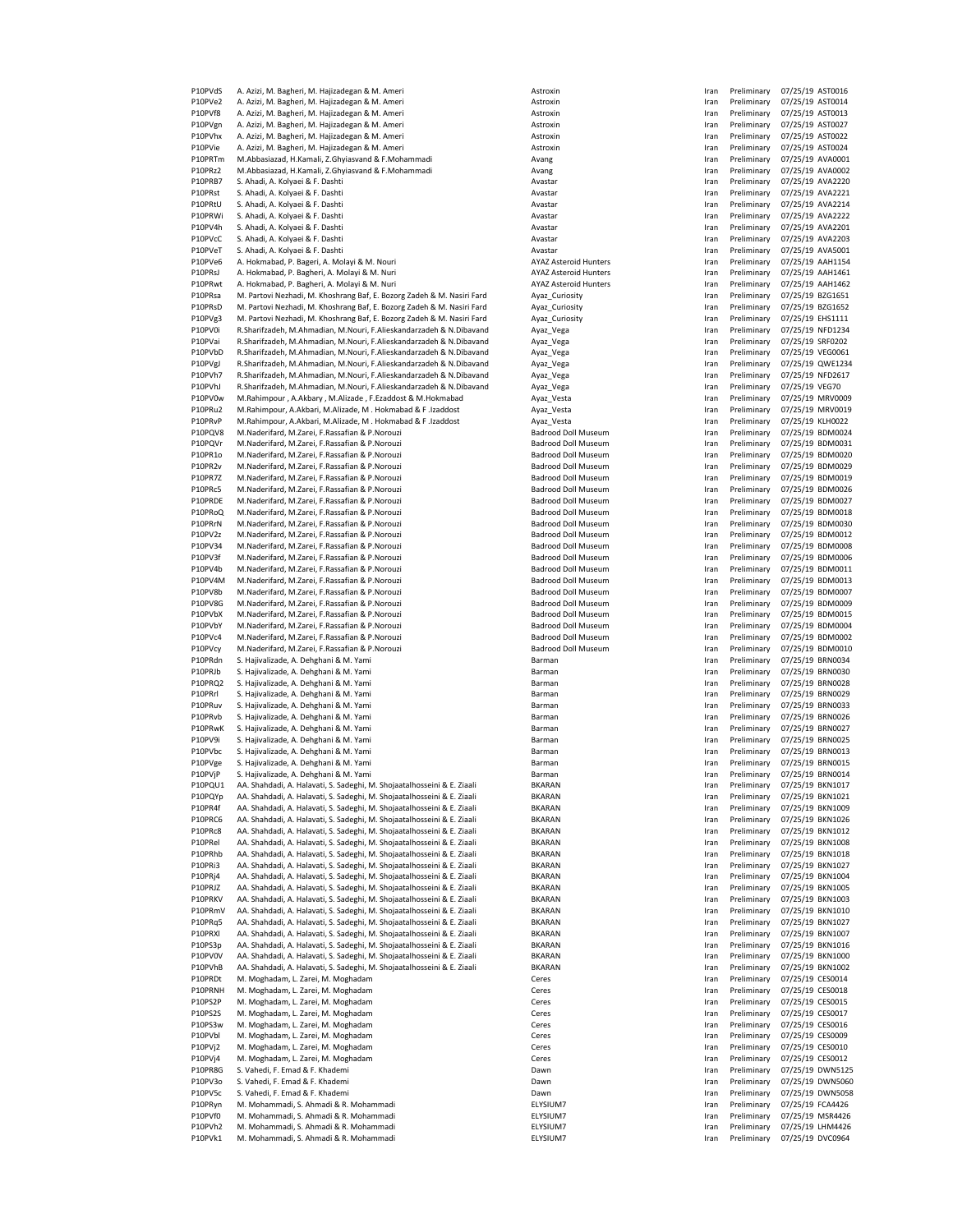| | | | | | | |
|---|---|---|---|---|---|---|
| P10PVdS | A. Azizi, M. Bagheri, M. Hajizadegan & M. Ameri | Astroxin | Iran | Preliminary | 07/25/19 | AST0016 |
| P10PVe2 | A. Azizi, M. Bagheri, M. Hajizadegan & M. Ameri | Astroxin | Iran | Preliminary | 07/25/19 | AST0014 |
| P10PVf8 | A. Azizi, M. Bagheri, M. Hajizadegan & M. Ameri | Astroxin | Iran | Preliminary | 07/25/19 | AST0013 |
| P10PVgn | A. Azizi, M. Bagheri, M. Hajizadegan & M. Ameri | Astroxin | Iran | Preliminary | 07/25/19 | AST0027 |
| P10PVhx | A. Azizi, M. Bagheri, M. Hajizadegan & M. Ameri | Astroxin | Iran | Preliminary | 07/25/19 | AST0022 |
| P10PVie | A. Azizi, M. Bagheri, M. Hajizadegan & M. Ameri | Astroxin | Iran | Preliminary | 07/25/19 | AST0024 |
| P10PRTm | M.Abbasiazad, H.Kamali, Z.Ghyiasvand & F.Mohammadi | Avang | Iran | Preliminary | 07/25/19 | AVA0001 |
| P10PRz2 | M.Abbasiazad, H.Kamali, Z.Ghyiasvand & F.Mohammadi | Avang | Iran | Preliminary | 07/25/19 | AVA0002 |
| P10PRB7 | S. Ahadi, A. Kolyaei & F. Dashti | Avastar | Iran | Preliminary | 07/25/19 | AVA2220 |
| P10PRst | S. Ahadi, A. Kolyaei & F. Dashti | Avastar | Iran | Preliminary | 07/25/19 | AVA2221 |
| P10PRtU | S. Ahadi, A. Kolyaei & F. Dashti | Avastar | Iran | Preliminary | 07/25/19 | AVA2214 |
| P10PRWi | S. Ahadi, A. Kolyaei & F. Dashti | Avastar | Iran | Preliminary | 07/25/19 | AVA2222 |
| P10PV4h | S. Ahadi, A. Kolyaei & F. Dashti | Avastar | Iran | Preliminary | 07/25/19 | AVA2201 |
| P10PVcC | S. Ahadi, A. Kolyaei & F. Dashti | Avastar | Iran | Preliminary | 07/25/19 | AVA2203 |
| P10PVeT | S. Ahadi, A. Kolyaei & F. Dashti | Avastar | Iran | Preliminary | 07/25/19 | AVA5001 |
| P10PVe6 | A. Hokmabad, P. Bageri, A. Molayi & M. Nouri | AYAZ Asteroid Hunters | Iran | Preliminary | 07/25/19 | AAH1154 |
| P10PRsJ | A. Hokmabad, P. Bagheri, A. Molayi & M. Nuri | AYAZ Asteroid Hunters | Iran | Preliminary | 07/25/19 | AAH1461 |
| P10PRwt | A. Hokmabad, P. Bagheri, A. Molayi & M. Nuri | AYAZ Asteroid Hunters | Iran | Preliminary | 07/25/19 | AAH1462 |
| P10PRsa | M. Partovi Nezhadi, M. Khoshrang Baf, E. Bozorg Zadeh & M. Nasiri Fard | Ayaz_Curiosity | Iran | Preliminary | 07/25/19 | BZG1651 |
| P10PRsD | M. Partovi Nezhadi, M. Khoshrang Baf, E. Bozorg Zadeh & M. Nasiri Fard | Ayaz_Curiosity | Iran | Preliminary | 07/25/19 | BZG1652 |
| P10PVg3 | M. Partovi Nezhadi, M. Khoshrang Baf, E. Bozorg Zadeh & M. Nasiri Fard | Ayaz_Curiosity | Iran | Preliminary | 07/25/19 | EHS1111 |
| P10PV0i | R.Sharifzadeh, M.Ahmadian, M.Nouri, F.Alieskandarzadeh & N.Dibavand | Ayaz_Vega | Iran | Preliminary | 07/25/19 | NFD1234 |
| P10PVai | R.Sharifzadeh, M.Ahmadian, M.Nouri, F.Alieskandarzadeh & N.Dibavand | Ayaz_Vega | Iran | Preliminary | 07/25/19 | SRF0202 |
| P10PVbD | R.Sharifzadeh, M.Ahmadian, M.Nouri, F.Alieskandarzadeh & N.Dibavand | Ayaz_Vega | Iran | Preliminary | 07/25/19 | VEG0061 |
| P10PVgJ | R.Sharifzadeh, M.Ahmadian, M.Nouri, F.Alieskandarzadeh & N.Dibavand | Ayaz_Vega | Iran | Preliminary | 07/25/19 | QWE1234 |
| P10PVh7 | R.Sharifzadeh, M.Ahmadian, M.Nouri, F.Alieskandarzadeh & N.Dibavand | Ayaz_Vega | Iran | Preliminary | 07/25/19 | NFD2617 |
| P10PVhJ | R.Sharifzadeh, M.Ahmadian, M.Nouri, F.Alieskandarzadeh & N.Dibavand | Ayaz_Vega | Iran | Preliminary | 07/25/19 | VEG70 |
| P10PV0w | M.Rahimpour , A.Akbary , M.Alizade , F.Ezaddost & M.Hokmabad | Ayaz_Vesta | Iran | Preliminary | 07/25/19 | MRV0009 |
| P10PRu2 | M.Rahimpour, A.Akbari, M.Alizade, M . Hokmabad & F .Izaddost | Ayaz_Vesta | Iran | Preliminary | 07/25/19 | MRV0019 |
| P10PRvP | M.Rahimpour, A.Akbari, M.Alizade, M . Hokmabad & F .Izaddost | Ayaz_Vesta | Iran | Preliminary | 07/25/19 | KLH0022 |
| P10PQV8 | M.Naderifard, M.Zarei, F.Rassafian & P.Norouzi | Badrood Doll Museum | Iran | Preliminary | 07/25/19 | BDM0024 |
| P10PQVr | M.Naderifard, M.Zarei, F.Rassafian & P.Norouzi | Badrood Doll Museum | Iran | Preliminary | 07/25/19 | BDM0031 |
| P10PR1o | M.Naderifard, M.Zarei, F.Rassafian & P.Norouzi | Badrood Doll Museum | Iran | Preliminary | 07/25/19 | BDM0020 |
| P10PR2v | M.Naderifard, M.Zarei, F.Rassafian & P.Norouzi | Badrood Doll Museum | Iran | Preliminary | 07/25/19 | BDM0029 |
| P10PR7Z | M.Naderifard, M.Zarei, F.Rassafian & P.Norouzi | Badrood Doll Museum | Iran | Preliminary | 07/25/19 | BDM0019 |
| P10PRc5 | M.Naderifard, M.Zarei, F.Rassafian & P.Norouzi | Badrood Doll Museum | Iran | Preliminary | 07/25/19 | BDM0026 |
| P10PRDE | M.Naderifard, M.Zarei, F.Rassafian & P.Norouzi | Badrood Doll Museum | Iran | Preliminary | 07/25/19 | BDM0027 |
| P10PRoQ | M.Naderifard, M.Zarei, F.Rassafian & P.Norouzi | Badrood Doll Museum | Iran | Preliminary | 07/25/19 | BDM0018 |
| P10PRrN | M.Naderifard, M.Zarei, F.Rassafian & P.Norouzi | Badrood Doll Museum | Iran | Preliminary | 07/25/19 | BDM0030 |
| P10PV2z | M.Naderifard, M.Zarei, F.Rassafian & P.Norouzi | Badrood Doll Museum | Iran | Preliminary | 07/25/19 | BDM0012 |
| P10PV34 | M.Naderifard, M.Zarei, F.Rassafian & P.Norouzi | Badrood Doll Museum | Iran | Preliminary | 07/25/19 | BDM0008 |
| P10PV3f | M.Naderifard, M.Zarei, F.Rassafian & P.Norouzi | Badrood Doll Museum | Iran | Preliminary | 07/25/19 | BDM0006 |
| P10PV4b | M.Naderifard, M.Zarei, F.Rassafian & P.Norouzi | Badrood Doll Museum | Iran | Preliminary | 07/25/19 | BDM0011 |
| P10PV4M | M.Naderifard, M.Zarei, F.Rassafian & P.Norouzi | Badrood Doll Museum | Iran | Preliminary | 07/25/19 | BDM0013 |
| P10PV8b | M.Naderifard, M.Zarei, F.Rassafian & P.Norouzi | Badrood Doll Museum | Iran | Preliminary | 07/25/19 | BDM0007 |
| P10PV8G | M.Naderifard, M.Zarei, F.Rassafian & P.Norouzi | Badrood Doll Museum | Iran | Preliminary | 07/25/19 | BDM0009 |
| P10PVbX | M.Naderifard, M.Zarei, F.Rassafian & P.Norouzi | Badrood Doll Museum | Iran | Preliminary | 07/25/19 | BDM0015 |
| P10PVbY | M.Naderifard, M.Zarei, F.Rassafian & P.Norouzi | Badrood Doll Museum | Iran | Preliminary | 07/25/19 | BDM0004 |
| P10PVc4 | M.Naderifard, M.Zarei, F.Rassafian & P.Norouzi | Badrood Doll Museum | Iran | Preliminary | 07/25/19 | BDM0002 |
| P10PVcy | M.Naderifard, M.Zarei, F.Rassafian & P.Norouzi | Badrood Doll Museum | Iran | Preliminary | 07/25/19 | BDM0010 |
| P10PRdn | S. Hajivalizade, A. Dehghani & M. Yami | Barman | Iran | Preliminary | 07/25/19 | BRN0034 |
| P10PRJb | S. Hajivalizade, A. Dehghani & M. Yami | Barman | Iran | Preliminary | 07/25/19 | BRN0030 |
| P10PRQ2 | S. Hajivalizade, A. Dehghani & M. Yami | Barman | Iran | Preliminary | 07/25/19 | BRN0028 |
| P10PRrl | S. Hajivalizade, A. Dehghani & M. Yami | Barman | Iran | Preliminary | 07/25/19 | BRN0029 |
| P10PRuv | S. Hajivalizade, A. Dehghani & M. Yami | Barman | Iran | Preliminary | 07/25/19 | BRN0033 |
| P10PRvb | S. Hajivalizade, A. Dehghani & M. Yami | Barman | Iran | Preliminary | 07/25/19 | BRN0026 |
| P10PRwK | S. Hajivalizade, A. Dehghani & M. Yami | Barman | Iran | Preliminary | 07/25/19 | BRN0027 |
| P10PV9i | S. Hajivalizade, A. Dehghani & M. Yami | Barman | Iran | Preliminary | 07/25/19 | BRN0025 |
| P10PVbc | S. Hajivalizade, A. Dehghani & M. Yami | Barman | Iran | Preliminary | 07/25/19 | BRN0013 |
| P10PVge | S. Hajivalizade, A. Dehghani & M. Yami | Barman | Iran | Preliminary | 07/25/19 | BRN0015 |
| P10PVjP | S. Hajivalizade, A. Dehghani & M. Yami | Barman | Iran | Preliminary | 07/25/19 | BRN0014 |
| P10PQU1 | AA. Shahdadi, A. Halavati, S. Sadeghi, M. Shojaatalhosseini & E. Ziaali | BKARAN | Iran | Preliminary | 07/25/19 | BKN1017 |
| P10PQYp | AA. Shahdadi, A. Halavati, S. Sadeghi, M. Shojaatalhosseini & E. Ziaali | BKARAN | Iran | Preliminary | 07/25/19 | BKN1021 |
| P10PR4f | AA. Shahdadi, A. Halavati, S. Sadeghi, M. Shojaatalhosseini & E. Ziaali | BKARAN | Iran | Preliminary | 07/25/19 | BKN1009 |
| P10PRC6 | AA. Shahdadi, A. Halavati, S. Sadeghi, M. Shojaatalhosseini & E. Ziaali | BKARAN | Iran | Preliminary | 07/25/19 | BKN1026 |
| P10PRc8 | AA. Shahdadi, A. Halavati, S. Sadeghi, M. Shojaatalhosseini & E. Ziaali | BKARAN | Iran | Preliminary | 07/25/19 | BKN1012 |
| P10PRel | AA. Shahdadi, A. Halavati, S. Sadeghi, M. Shojaatalhosseini & E. Ziaali | BKARAN | Iran | Preliminary | 07/25/19 | BKN1008 |
| P10PRhb | AA. Shahdadi, A. Halavati, S. Sadeghi, M. Shojaatalhosseini & E. Ziaali | BKARAN | Iran | Preliminary | 07/25/19 | BKN1018 |
| P10PRi3 | AA. Shahdadi, A. Halavati, S. Sadeghi, M. Shojaatalhosseini & E. Ziaali | BKARAN | Iran | Preliminary | 07/25/19 | BKN1027 |
| P10PRj4 | AA. Shahdadi, A. Halavati, S. Sadeghi, M. Shojaatalhosseini & E. Ziaali | BKARAN | Iran | Preliminary | 07/25/19 | BKN1004 |
| P10PRJZ | AA. Shahdadi, A. Halavati, S. Sadeghi, M. Shojaatalhosseini & E. Ziaali | BKARAN | Iran | Preliminary | 07/25/19 | BKN1005 |
| P10PRKV | AA. Shahdadi, A. Halavati, S. Sadeghi, M. Shojaatalhosseini & E. Ziaali | BKARAN | Iran | Preliminary | 07/25/19 | BKN1003 |
| P10PRmV | AA. Shahdadi, A. Halavati, S. Sadeghi, M. Shojaatalhosseini & E. Ziaali | BKARAN | Iran | Preliminary | 07/25/19 | BKN1010 |
| P10PRq5 | AA. Shahdadi, A. Halavati, S. Sadeghi, M. Shojaatalhosseini & E. Ziaali | BKARAN | Iran | Preliminary | 07/25/19 | BKN1027 |
| P10PRXl | AA. Shahdadi, A. Halavati, S. Sadeghi, M. Shojaatalhosseini & E. Ziaali | BKARAN | Iran | Preliminary | 07/25/19 | BKN1007 |
| P10PS3p | AA. Shahdadi, A. Halavati, S. Sadeghi, M. Shojaatalhosseini & E. Ziaali | BKARAN | Iran | Preliminary | 07/25/19 | BKN1016 |
| P10PV0V | AA. Shahdadi, A. Halavati, S. Sadeghi, M. Shojaatalhosseini & E. Ziaali | BKARAN | Iran | Preliminary | 07/25/19 | BKN1000 |
| P10PVhB | AA. Shahdadi, A. Halavati, S. Sadeghi, M. Shojaatalhosseini & E. Ziaali | BKARAN | Iran | Preliminary | 07/25/19 | BKN1002 |
| P10PRDt | M. Moghadam, L. Zarei, M. Moghadam | Ceres | Iran | Preliminary | 07/25/19 | CES0014 |
| P10PRNH | M. Moghadam, L. Zarei, M. Moghadam | Ceres | Iran | Preliminary | 07/25/19 | CES0018 |
| P10PS2P | M. Moghadam, L. Zarei, M. Moghadam | Ceres | Iran | Preliminary | 07/25/19 | CES0015 |
| P10PS2S | M. Moghadam, L. Zarei, M. Moghadam | Ceres | Iran | Preliminary | 07/25/19 | CES0017 |
| P10PS3w | M. Moghadam, L. Zarei, M. Moghadam | Ceres | Iran | Preliminary | 07/25/19 | CES0016 |
| P10PVbl | M. Moghadam, L. Zarei, M. Moghadam | Ceres | Iran | Preliminary | 07/25/19 | CES0009 |
| P10PVj2 | M. Moghadam, L. Zarei, M. Moghadam | Ceres | Iran | Preliminary | 07/25/19 | CES0010 |
| P10PVj4 | M. Moghadam, L. Zarei, M. Moghadam | Ceres | Iran | Preliminary | 07/25/19 | CES0012 |
| P10PR8G | S. Vahedi, F. Emad & F. Khademi | Dawn | Iran | Preliminary | 07/25/19 | DWN5125 |
| P10PV3o | S. Vahedi, F. Emad & F. Khademi | Dawn | Iran | Preliminary | 07/25/19 | DWN5060 |
| P10PV5c | S. Vahedi, F. Emad & F. Khademi | Dawn | Iran | Preliminary | 07/25/19 | DWN5058 |
| P10PRyn | M. Mohammadi, S. Ahmadi & R. Mohammadi | ELYSIUM7 | Iran | Preliminary | 07/25/19 | FCA4426 |
| P10PVf0 | M. Mohammadi, S. Ahmadi & R. Mohammadi | ELYSIUM7 | Iran | Preliminary | 07/25/19 | MSR4426 |
| P10PVh2 | M. Mohammadi, S. Ahmadi & R. Mohammadi | ELYSIUM7 | Iran | Preliminary | 07/25/19 | LHM4426 |
| P10PVk1 | M. Mohammadi, S. Ahmadi & R. Mohammadi | ELYSIUM7 | Iran | Preliminary | 07/25/19 | DVC0964 |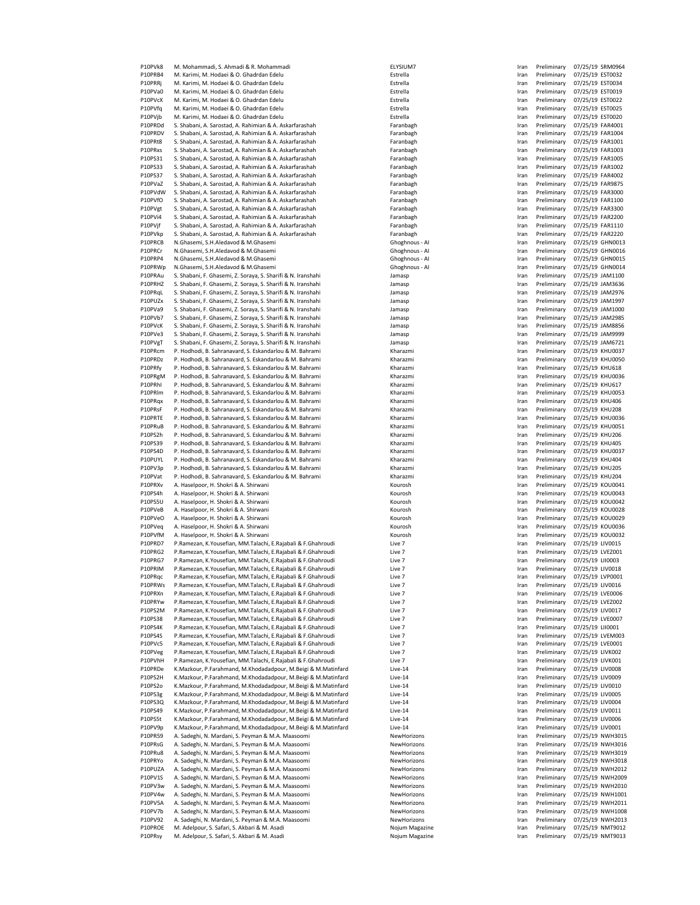| | | | | | | |
|---|---|---|---|---|---|---|
| P10PVk8 | M. Mohammadi, S. Ahmadi & R. Mohammadi | ELYSIUM7 | Iran | Preliminary | 07/25/19 | SRM0964 |
| P10PRB4 | M. Karimi, M. Hodaei & O. Ghadrdan Edelu | Estrella | Iran | Preliminary | 07/25/19 | EST0032 |
| P10PRRj | M. Karimi, M. Hodaei & O. Ghadrdan Edelu | Estrella | Iran | Preliminary | 07/25/19 | EST0034 |
| P10PVa0 | M. Karimi, M. Hodaei & O. Ghadrdan Edelu | Estrella | Iran | Preliminary | 07/25/19 | EST0019 |
| P10PVcX | M. Karimi, M. Hodaei & O. Ghadrdan Edelu | Estrella | Iran | Preliminary | 07/25/19 | EST0022 |
| P10PVfq | M. Karimi, M. Hodaei & O. Ghadrdan Edelu | Estrella | Iran | Preliminary | 07/25/19 | EST0025 |
| P10PVjb | M. Karimi, M. Hodaei & O. Ghadrdan Edelu | Estrella | Iran | Preliminary | 07/25/19 | EST0020 |
| P10PRDd | S. Shabani, A. Sarostad, A. Rahimian & A. Askarfarashah | Faranbagh | Iran | Preliminary | 07/25/19 | FAR4001 |
| P10PRDV | S. Shabani, A. Sarostad, A. Rahimian & A. Askarfarashah | Faranbagh | Iran | Preliminary | 07/25/19 | FAR1004 |
| P10PRt8 | S. Shabani, A. Sarostad, A. Rahimian & A. Askarfarashah | Faranbagh | Iran | Preliminary | 07/25/19 | FAR1001 |
| P10PRxs | S. Shabani, A. Sarostad, A. Rahimian & A. Askarfarashah | Faranbagh | Iran | Preliminary | 07/25/19 | FAR1003 |
| P10PS31 | S. Shabani, A. Sarostad, A. Rahimian & A. Askarfarashah | Faranbagh | Iran | Preliminary | 07/25/19 | FAR1005 |
| P10PS33 | S. Shabani, A. Sarostad, A. Rahimian & A. Askarfarashah | Faranbagh | Iran | Preliminary | 07/25/19 | FAR1002 |
| P10PS37 | S. Shabani, A. Sarostad, A. Rahimian & A. Askarfarashah | Faranbagh | Iran | Preliminary | 07/25/19 | FAR4002 |
| P10PVaZ | S. Shabani, A. Sarostad, A. Rahimian & A. Askarfarashah | Faranbagh | Iran | Preliminary | 07/25/19 | FAR9875 |
| P10PVdW | S. Shabani, A. Sarostad, A. Rahimian & A. Askarfarashah | Faranbagh | Iran | Preliminary | 07/25/19 | FAR3000 |
| P10PVfO | S. Shabani, A. Sarostad, A. Rahimian & A. Askarfarashah | Faranbagh | Iran | Preliminary | 07/25/19 | FAR1100 |
| P10PVgt | S. Shabani, A. Sarostad, A. Rahimian & A. Askarfarashah | Faranbagh | Iran | Preliminary | 07/25/19 | FAR3300 |
| P10PVi4 | S. Shabani, A. Sarostad, A. Rahimian & A. Askarfarashah | Faranbagh | Iran | Preliminary | 07/25/19 | FAR2200 |
| P10PVjf | S. Shabani, A. Sarostad, A. Rahimian & A. Askarfarashah | Faranbagh | Iran | Preliminary | 07/25/19 | FAR1110 |
| P10PVkp | S. Shabani, A. Sarostad, A. Rahimian & A. Askarfarashah | Faranbagh | Iran | Preliminary | 07/25/19 | FAR2220 |
| P10PRCB | N.Ghasemi, S.H.Aledavod & M.Ghasemi | Ghoghnous - AI | Iran | Preliminary | 07/25/19 | GHN0013 |
| P10PRCr | N.Ghasemi, S.H.Aledavod & M.Ghasemi | Ghoghnous - AI | Iran | Preliminary | 07/25/19 | GHN0016 |
| P10PRP4 | N.Ghasemi, S.H.Aledavod & M.Ghasemi | Ghoghnous - AI | Iran | Preliminary | 07/25/19 | GHN0015 |
| P10PRWp | N.Ghasemi, S.H.Aledavod & M.Ghasemi | Ghoghnous - AI | Iran | Preliminary | 07/25/19 | GHN0014 |
| P10PRAu | S. Shabani, F. Ghasemi, Z. Soraya, S. Sharifi & N. Iranshahi | Jamasp | Iran | Preliminary | 07/25/19 | JAM1100 |
| P10PRHZ | S. Shabani, F. Ghasemi, Z. Soraya, S. Sharifi & N. Iranshahi | Jamasp | Iran | Preliminary | 07/25/19 | JAM3636 |
| P10PRqL | S. Shabani, F. Ghasemi, Z. Soraya, S. Sharifi & N. Iranshahi | Jamasp | Iran | Preliminary | 07/25/19 | JAM2976 |
| P10PUZx | S. Shabani, F. Ghasemi, Z. Soraya, S. Sharifi & N. Iranshahi | Jamasp | Iran | Preliminary | 07/25/19 | JAM1997 |
| P10PVa9 | S. Shabani, F. Ghasemi, Z. Soraya, S. Sharifi & N. Iranshahi | Jamasp | Iran | Preliminary | 07/25/19 | JAM1000 |
| P10PVb7 | S. Shabani, F. Ghasemi, Z. Soraya, S. Sharifi & N. Iranshahi | Jamasp | Iran | Preliminary | 07/25/19 | JAM2985 |
| P10PVcK | S. Shabani, F. Ghasemi, Z. Soraya, S. Sharifi & N. Iranshahi | Jamasp | Iran | Preliminary | 07/25/19 | JAM8856 |
| P10PVe3 | S. Shabani, F. Ghasemi, Z. Soraya, S. Sharifi & N. Iranshahi | Jamasp | Iran | Preliminary | 07/25/19 | JAM9999 |
| P10PVgT | S. Shabani, F. Ghasemi, Z. Soraya, S. Sharifi & N. Iranshahi | Jamasp | Iran | Preliminary | 07/25/19 | JAM6721 |
| P10PRcm | P. Hodhodi, B. Sahranavard, S. Eskandarlou & M. Bahrami | Kharazmi | Iran | Preliminary | 07/25/19 | KHU0037 |
| P10PRDz | P. Hodhodi, B. Sahranavard, S. Eskandarlou & M. Bahrami | Kharazmi | Iran | Preliminary | 07/25/19 | KHU0050 |
| P10PRfy | P. Hodhodi, B. Sahranavard, S. Eskandarlou & M. Bahrami | Kharazmi | Iran | Preliminary | 07/25/19 | KHU618 |
| P10PRgM | P. Hodhodi, B. Sahranavard, S. Eskandarlou & M. Bahrami | Kharazmi | Iran | Preliminary | 07/25/19 | KHU0036 |
| P10PRhl | P. Hodhodi, B. Sahranavard, S. Eskandarlou & M. Bahrami | Kharazmi | Iran | Preliminary | 07/25/19 | KHU617 |
| P10PRlm | P. Hodhodi, B. Sahranavard, S. Eskandarlou & M. Bahrami | Kharazmi | Iran | Preliminary | 07/25/19 | KHU0053 |
| P10PRqx | P. Hodhodi, B. Sahranavard, S. Eskandarlou & M. Bahrami | Kharazmi | Iran | Preliminary | 07/25/19 | KHU406 |
| P10PRsF | P. Hodhodi, B. Sahranavard, S. Eskandarlou & M. Bahrami | Kharazmi | Iran | Preliminary | 07/25/19 | KHU208 |
| P10PRTE | P. Hodhodi, B. Sahranavard, S. Eskandarlou & M. Bahrami | Kharazmi | Iran | Preliminary | 07/25/19 | KHU0036 |
| P10PRuB | P. Hodhodi, B. Sahranavard, S. Eskandarlou & M. Bahrami | Kharazmi | Iran | Preliminary | 07/25/19 | KHU0051 |
| P10PS2h | P. Hodhodi, B. Sahranavard, S. Eskandarlou & M. Bahrami | Kharazmi | Iran | Preliminary | 07/25/19 | KHU206 |
| P10PS39 | P. Hodhodi, B. Sahranavard, S. Eskandarlou & M. Bahrami | Kharazmi | Iran | Preliminary | 07/25/19 | KHU405 |
| P10PS4D | P. Hodhodi, B. Sahranavard, S. Eskandarlou & M. Bahrami | Kharazmi | Iran | Preliminary | 07/25/19 | KHU0037 |
| P10PUYL | P. Hodhodi, B. Sahranavard, S. Eskandarlou & M. Bahrami | Kharazmi | Iran | Preliminary | 07/25/19 | KHU404 |
| P10PV3p | P. Hodhodi, B. Sahranavard, S. Eskandarlou & M. Bahrami | Kharazmi | Iran | Preliminary | 07/25/19 | KHU205 |
| P10PVat | P. Hodhodi, B. Sahranavard, S. Eskandarlou & M. Bahrami | Kharazmi | Iran | Preliminary | 07/25/19 | KHU204 |
| P10PRXv | A. Haselpoor, H. Shokri & A. Shirwani | Kourosh | Iran | Preliminary | 07/25/19 | KOU0041 |
| P10PS4h | A. Haselpoor, H. Shokri & A. Shirwani | Kourosh | Iran | Preliminary | 07/25/19 | KOU0043 |
| P10PS5U | A. Haselpoor, H. Shokri & A. Shirwani | Kourosh | Iran | Preliminary | 07/25/19 | KOU0042 |
| P10PVeB | A. Haselpoor, H. Shokri & A. Shirwani | Kourosh | Iran | Preliminary | 07/25/19 | KOU0028 |
| P10PVeO | A. Haselpoor, H. Shokri & A. Shirwani | Kourosh | Iran | Preliminary | 07/25/19 | KOU0029 |
| P10PVeq | A. Haselpoor, H. Shokri & A. Shirwani | Kourosh | Iran | Preliminary | 07/25/19 | KOU0036 |
| P10PVfM | A. Haselpoor, H. Shokri & A. Shirwani | Kourosh | Iran | Preliminary | 07/25/19 | KOU0032 |
| P10PRD7 | P.Ramezan, K.Yousefian, MM.Talachi, E.Rajabali & F.Ghahroudi | Live 7 | Iran | Preliminary | 07/25/19 | LIV0015 |
| P10PRG2 | P.Ramezan, K.Yousefian, MM.Talachi, E.Rajabali & F.Ghahroudi | Live 7 | Iran | Preliminary | 07/25/19 | LVEZ001 |
| P10PRG7 | P.Ramezan, K.Yousefian, MM.Talachi, E.Rajabali & F.Ghahroudi | Live 7 | Iran | Preliminary | 07/25/19 | LII0003 |
| P10PRIM | P.Ramezan, K.Yousefian, MM.Talachi, E.Rajabali & F.Ghahroudi | Live 7 | Iran | Preliminary | 07/25/19 | LIV0018 |
| P10PRqc | P.Ramezan, K.Yousefian, MM.Talachi, E.Rajabali & F.Ghahroudi | Live 7 | Iran | Preliminary | 07/25/19 | LVP0001 |
| P10PRWs | P.Ramezan, K.Yousefian, MM.Talachi, E.Rajabali & F.Ghahroudi | Live 7 | Iran | Preliminary | 07/25/19 | LIV0016 |
| P10PRXn | P.Ramezan, K.Yousefian, MM.Talachi, E.Rajabali & F.Ghahroudi | Live 7 | Iran | Preliminary | 07/25/19 | LVE0006 |
| P10PRYw | P.Ramezan, K.Yousefian, MM.Talachi, E.Rajabali & F.Ghahroudi | Live 7 | Iran | Preliminary | 07/25/19 | LVEZ002 |
| P10PS2M | P.Ramezan, K.Yousefian, MM.Talachi, E.Rajabali & F.Ghahroudi | Live 7 | Iran | Preliminary | 07/25/19 | LIV0017 |
| P10PS38 | P.Ramezan, K.Yousefian, MM.Talachi, E.Rajabali & F.Ghahroudi | Live 7 | Iran | Preliminary | 07/25/19 | LVE0007 |
| P10PS4K | P.Ramezan, K.Yousefian, MM.Talachi, E.Rajabali & F.Ghahroudi | Live 7 | Iran | Preliminary | 07/25/19 | LII0001 |
| P10PS4S | P.Ramezan, K.Yousefian, MM.Talachi, E.Rajabali & F.Ghahroudi | Live 7 | Iran | Preliminary | 07/25/19 | LVEM003 |
| P10PVc5 | P.Ramezan, K.Yousefian, MM.Talachi, E.Rajabali & F.Ghahroudi | Live 7 | Iran | Preliminary | 07/25/19 | LVE0001 |
| P10PVeg | P.Ramezan, K.Yousefian, MM.Talachi, E.Rajabali & F.Ghahroudi | Live 7 | Iran | Preliminary | 07/25/19 | LIVK002 |
| P10PVhH | P.Ramezan, K.Yousefian, MM.Talachi, E.Rajabali & F.Ghahroudi | Live 7 | Iran | Preliminary | 07/25/19 | LIVK001 |
| P10PRDe | K.Mazkour, P.Farahmand, M.Khodadadpour, M.Beigi & M.Matinfard | Live-14 | Iran | Preliminary | 07/25/19 | LIV0008 |
| P10PS2H | K.Mazkour, P.Farahmand, M.Khodadadpour, M.Beigi & M.Matinfard | Live-14 | Iran | Preliminary | 07/25/19 | LIV0009 |
| P10PS2o | K.Mazkour, P.Farahmand, M.Khodadadpour, M.Beigi & M.Matinfard | Live-14 | Iran | Preliminary | 07/25/19 | LIV0010 |
| P10PS3g | K.Mazkour, P.Farahmand, M.Khodadadpour, M.Beigi & M.Matinfard | Live-14 | Iran | Preliminary | 07/25/19 | LIV0005 |
| P10PS3Q | K.Mazkour, P.Farahmand, M.Khodadadpour, M.Beigi & M.Matinfard | Live-14 | Iran | Preliminary | 07/25/19 | LIV0004 |
| P10PS49 | K.Mazkour, P.Farahmand, M.Khodadadpour, M.Beigi & M.Matinfard | Live-14 | Iran | Preliminary | 07/25/19 | LIV0011 |
| P10PS5t | K.Mazkour, P.Farahmand, M.Khodadadpour, M.Beigi & M.Matinfard | Live-14 | Iran | Preliminary | 07/25/19 | LIV0006 |
| P10PV9p | K.Mazkour, P.Farahmand, M.Khodadadpour, M.Beigi & M.Matinfard | Live-14 | Iran | Preliminary | 07/25/19 | LIV0001 |
| P10PR59 | A. Sadeghi, N. Mardani, S. Peyman & M.A. Maasoomi | NewHorizons | Iran | Preliminary | 07/25/19 | NWH3015 |
| P10PRsG | A. Sadeghi, N. Mardani, S. Peyman & M.A. Maasoomi | NewHorizons | Iran | Preliminary | 07/25/19 | NWH3016 |
| P10PRu8 | A. Sadeghi, N. Mardani, S. Peyman & M.A. Maasoomi | NewHorizons | Iran | Preliminary | 07/25/19 | NWH3019 |
| P10PRYo | A. Sadeghi, N. Mardani, S. Peyman & M.A. Maasoomi | NewHorizons | Iran | Preliminary | 07/25/19 | NWH3018 |
| P10PUZA | A. Sadeghi, N. Mardani, S. Peyman & M.A. Maasoomi | NewHorizons | Iran | Preliminary | 07/25/19 | NWH2012 |
| P10PV1S | A. Sadeghi, N. Mardani, S. Peyman & M.A. Maasoomi | NewHorizons | Iran | Preliminary | 07/25/19 | NWH2009 |
| P10PV3w | A. Sadeghi, N. Mardani, S. Peyman & M.A. Maasoomi | NewHorizons | Iran | Preliminary | 07/25/19 | NWH2010 |
| P10PV4w | A. Sadeghi, N. Mardani, S. Peyman & M.A. Maasoomi | NewHorizons | Iran | Preliminary | 07/25/19 | NWH1001 |
| P10PV5A | A. Sadeghi, N. Mardani, S. Peyman & M.A. Maasoomi | NewHorizons | Iran | Preliminary | 07/25/19 | NWH2011 |
| P10PV7b | A. Sadeghi, N. Mardani, S. Peyman & M.A. Maasoomi | NewHorizons | Iran | Preliminary | 07/25/19 | NWH1008 |
| P10PV92 | A. Sadeghi, N. Mardani, S. Peyman & M.A. Maasoomi | NewHorizons | Iran | Preliminary | 07/25/19 | NWH2013 |
| P10PROE | M. Adelpour, S. Safari, S. Akbari & M. Asadi | Nojum Magazine | Iran | Preliminary | 07/25/19 | NMT9012 |
| P10PRsy | M. Adelpour, S. Safari, S. Akbari & M. Asadi | Nojum Magazine | Iran | Preliminary | 07/25/19 | NMT9013 |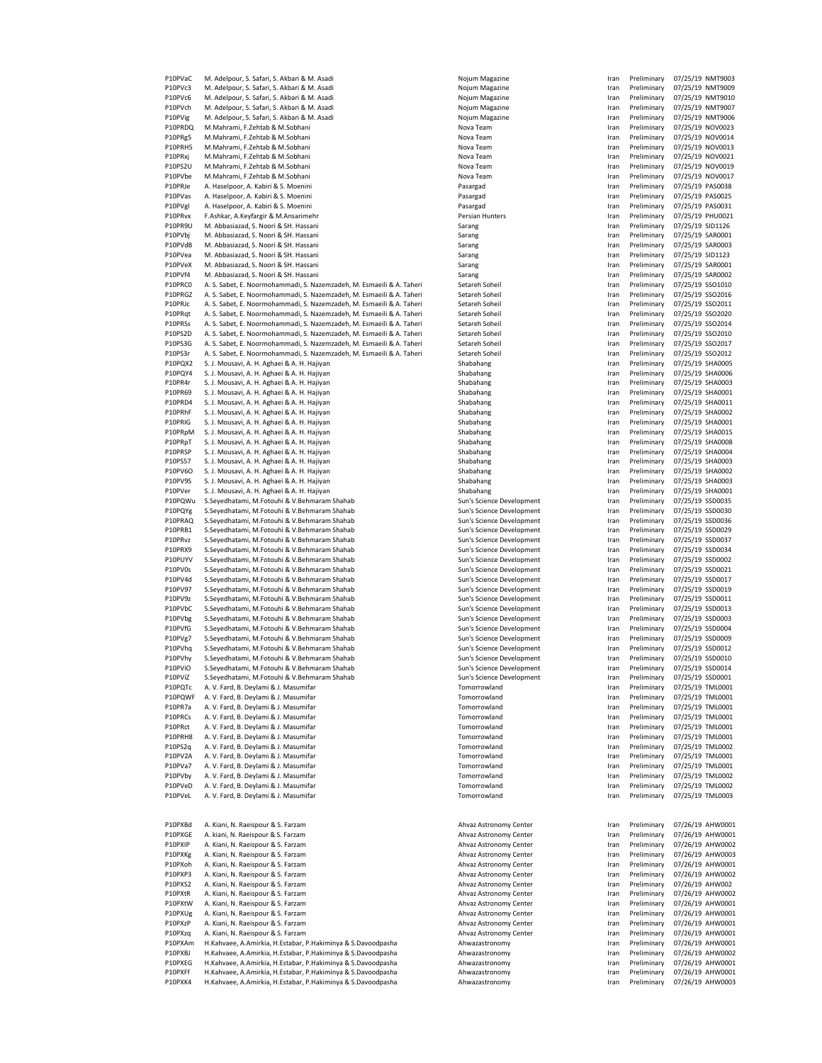| | | | | | | |
|---|---|---|---|---|---|---|
| P10PVaC | M. Adelpour, S. Safari, S. Akbari & M. Asadi | Nojum Magazine | Iran | Preliminary | 07/25/19 | NMT9003 |
| P10PVc3 | M. Adelpour, S. Safari, S. Akbari & M. Asadi | Nojum Magazine | Iran | Preliminary | 07/25/19 | NMT9009 |
| P10PVc6 | M. Adelpour, S. Safari, S. Akbari & M. Asadi | Nojum Magazine | Iran | Preliminary | 07/25/19 | NMT9010 |
| P10PVch | M. Adelpour, S. Safari, S. Akbari & M. Asadi | Nojum Magazine | Iran | Preliminary | 07/25/19 | NMT9007 |
| P10PVig | M. Adelpour, S. Safari, S. Akbari & M. Asadi | Nojum Magazine | Iran | Preliminary | 07/25/19 | NMT9006 |
| P10PRDQ | M.Mahrami, F.Zehtab & M.Sobhani | Nova Team | Iran | Preliminary | 07/25/19 | NOV0023 |
| P10PRg5 | M.Mahrami, F.Zehtab & M.Sobhani | Nova Team | Iran | Preliminary | 07/25/19 | NOV0014 |
| P10PRH5 | M.Mahrami, F.Zehtab & M.Sobhani | Nova Team | Iran | Preliminary | 07/25/19 | NOV0013 |
| P10PRxj | M.Mahrami, F.Zehtab & M.Sobhani | Nova Team | Iran | Preliminary | 07/25/19 | NOV0021 |
| P10PS2U | M.Mahrami, F.Zehtab & M.Sobhani | Nova Team | Iran | Preliminary | 07/25/19 | NOV0019 |
| P10PVbe | M.Mahrami, F.Zehtab & M.Sobhani | Nova Team | Iran | Preliminary | 07/25/19 | NOV0017 |
| P10PRJe | A. Haselpoor, A. Kabiri & S. Moenini | Pasargad | Iran | Preliminary | 07/25/19 | PAS0038 |
| P10PVas | A. Haselpoor, A. Kabiri & S. Moenini | Pasargad | Iran | Preliminary | 07/25/19 | PAS0025 |
| P10PVgl | A. Haselpoor, A. Kabiri & S. Moenini | Pasargad | Iran | Preliminary | 07/25/19 | PAS0031 |
| P10PRvx | F.Ashkar, A.Keyfargir & M.Ansarimehr | Persian Hunters | Iran | Preliminary | 07/25/19 | PHU0021 |
| P10PR9U | M. Abbasiazad, S. Noori & SH. Hassani | Sarang | Iran | Preliminary | 07/25/19 | SID1126 |
| P10PVbj | M. Abbasiazad, S. Noori & SH. Hassani | Sarang | Iran | Preliminary | 07/25/19 | SAR0001 |
| P10PVdB | M. Abbasiazad, S. Noori & SH. Hassani | Sarang | Iran | Preliminary | 07/25/19 | SAR0003 |
| P10PVea | M. Abbasiazad, S. Noori & SH. Hassani | Sarang | Iran | Preliminary | 07/25/19 | SID1123 |
| P10PVeX | M. Abbasiazad, S. Noori & SH. Hassani | Sarang | Iran | Preliminary | 07/25/19 | SAR0001 |
| P10PVf4 | M. Abbasiazad, S. Noori & SH. Hassani | Sarang | Iran | Preliminary | 07/25/19 | SAR0002 |
| P10PRC0 | A. S. Sabet, E. Noormohammadi, S. Nazemzadeh, M. Esmaeili & A. Taheri | Setareh Soheil | Iran | Preliminary | 07/25/19 | SSO1010 |
| P10PRGZ | A. S. Sabet, E. Noormohammadi, S. Nazemzadeh, M. Esmaeili & A. Taheri | Setareh Soheil | Iran | Preliminary | 07/25/19 | SSO2016 |
| P10PRJc | A. S. Sabet, E. Noormohammadi, S. Nazemzadeh, M. Esmaeili & A. Taheri | Setareh Soheil | Iran | Preliminary | 07/25/19 | SSO2011 |
| P10PRqt | A. S. Sabet, E. Noormohammadi, S. Nazemzadeh, M. Esmaeili & A. Taheri | Setareh Soheil | Iran | Preliminary | 07/25/19 | SSO2020 |
| P10PRSs | A. S. Sabet, E. Noormohammadi, S. Nazemzadeh, M. Esmaeili & A. Taheri | Setareh Soheil | Iran | Preliminary | 07/25/19 | SSO2014 |
| P10PS2D | A. S. Sabet, E. Noormohammadi, S. Nazemzadeh, M. Esmaeili & A. Taheri | Setareh Soheil | Iran | Preliminary | 07/25/19 | SSO2010 |
| P10PS3G | A. S. Sabet, E. Noormohammadi, S. Nazemzadeh, M. Esmaeili & A. Taheri | Setareh Soheil | Iran | Preliminary | 07/25/19 | SSO2017 |
| P10PS3r | A. S. Sabet, E. Noormohammadi, S. Nazemzadeh, M. Esmaeili & A. Taheri | Setareh Soheil | Iran | Preliminary | 07/25/19 | SSO2012 |
| P10PQX2 | S. J. Mousavi, A. H. Aghaei & A. H. Hajiyan | Shabahang | Iran | Preliminary | 07/25/19 | SHA0005 |
| P10PQY4 | S. J. Mousavi, A. H. Aghaei & A. H. Hajiyan | Shabahang | Iran | Preliminary | 07/25/19 | SHA0006 |
| P10PR4r | S. J. Mousavi, A. H. Aghaei & A. H. Hajiyan | Shabahang | Iran | Preliminary | 07/25/19 | SHA0003 |
| P10PR69 | S. J. Mousavi, A. H. Aghaei & A. H. Hajiyan | Shabahang | Iran | Preliminary | 07/25/19 | SHA0001 |
| P10PRD4 | S. J. Mousavi, A. H. Aghaei & A. H. Hajiyan | Shabahang | Iran | Preliminary | 07/25/19 | SHA0011 |
| P10PRhF | S. J. Mousavi, A. H. Aghaei & A. H. Hajiyan | Shabahang | Iran | Preliminary | 07/25/19 | SHA0002 |
| P10PRlG | S. J. Mousavi, A. H. Aghaei & A. H. Hajiyan | Shabahang | Iran | Preliminary | 07/25/19 | SHA0001 |
| P10PRpM | S. J. Mousavi, A. H. Aghaei & A. H. Hajiyan | Shabahang | Iran | Preliminary | 07/25/19 | SHA0015 |
| P10PRpT | S. J. Mousavi, A. H. Aghaei & A. H. Hajiyan | Shabahang | Iran | Preliminary | 07/25/19 | SHA0008 |
| P10PRSP | S. J. Mousavi, A. H. Aghaei & A. H. Hajiyan | Shabahang | Iran | Preliminary | 07/25/19 | SHA0004 |
| P10PS57 | S. J. Mousavi, A. H. Aghaei & A. H. Hajiyan | Shabahang | Iran | Preliminary | 07/25/19 | SHA0003 |
| P10PV6O | S. J. Mousavi, A. H. Aghaei & A. H. Hajiyan | Shabahang | Iran | Preliminary | 07/25/19 | SHA0002 |
| P10PV9S | S. J. Mousavi, A. H. Aghaei & A. H. Hajiyan | Shabahang | Iran | Preliminary | 07/25/19 | SHA0003 |
| P10PVer | S. J. Mousavi, A. H. Aghaei & A. H. Hajiyan | Shabahang | Iran | Preliminary | 07/25/19 | SHA0001 |
| P10PQWu | S.Seyedhatami, M.Fotouhi & V.Behmaram Shahab | Sun's Science Development | Iran | Preliminary | 07/25/19 | SSD0035 |
| P10PQYg | S.Seyedhatami, M.Fotouhi & V.Behmaram Shahab | Sun's Science Development | Iran | Preliminary | 07/25/19 | SSD0030 |
| P10PRAQ | S.Seyedhatami, M.Fotouhi & V.Behmaram Shahab | Sun's Science Development | Iran | Preliminary | 07/25/19 | SSD0036 |
| P10PRB1 | S.Seyedhatami, M.Fotouhi & V.Behmaram Shahab | Sun's Science Development | Iran | Preliminary | 07/25/19 | SSD0029 |
| P10PRvz | S.Seyedhatami, M.Fotouhi & V.Behmaram Shahab | Sun's Science Development | Iran | Preliminary | 07/25/19 | SSD0037 |
| P10PRX9 | S.Seyedhatami, M.Fotouhi & V.Behmaram Shahab | Sun's Science Development | Iran | Preliminary | 07/25/19 | SSD0034 |
| P10PUYV | S.Seyedhatami, M.Fotouhi & V.Behmaram Shahab | Sun's Science Development | Iran | Preliminary | 07/25/19 | SSD0002 |
| P10PV0s | S.Seyedhatami, M.Fotouhi & V.Behmaram Shahab | Sun's Science Development | Iran | Preliminary | 07/25/19 | SSD0021 |
| P10PV4d | S.Seyedhatami, M.Fotouhi & V.Behmaram Shahab | Sun's Science Development | Iran | Preliminary | 07/25/19 | SSD0017 |
| P10PV97 | S.Seyedhatami, M.Fotouhi & V.Behmaram Shahab | Sun's Science Development | Iran | Preliminary | 07/25/19 | SSD0019 |
| P10PV9z | S.Seyedhatami, M.Fotouhi & V.Behmaram Shahab | Sun's Science Development | Iran | Preliminary | 07/25/19 | SSD0011 |
| P10PVbC | S.Seyedhatami, M.Fotouhi & V.Behmaram Shahab | Sun's Science Development | Iran | Preliminary | 07/25/19 | SSD0013 |
| P10PVbg | S.Seyedhatami, M.Fotouhi & V.Behmaram Shahab | Sun's Science Development | Iran | Preliminary | 07/25/19 | SSD0003 |
| P10PVfG | S.Seyedhatami, M.Fotouhi & V.Behmaram Shahab | Sun's Science Development | Iran | Preliminary | 07/25/19 | SSD0004 |
| P10PVg7 | S.Seyedhatami, M.Fotouhi & V.Behmaram Shahab | Sun's Science Development | Iran | Preliminary | 07/25/19 | SSD0009 |
| P10PVhq | S.Seyedhatami, M.Fotouhi & V.Behmaram Shahab | Sun's Science Development | Iran | Preliminary | 07/25/19 | SSD0012 |
| P10PVhy | S.Seyedhatami, M.Fotouhi & V.Behmaram Shahab | Sun's Science Development | Iran | Preliminary | 07/25/19 | SSD0010 |
| P10PViO | S.Seyedhatami, M.Fotouhi & V.Behmaram Shahab | Sun's Science Development | Iran | Preliminary | 07/25/19 | SSD0014 |
| P10PViZ | S.Seyedhatami, M.Fotouhi & V.Behmaram Shahab | Sun's Science Development | Iran | Preliminary | 07/25/19 | SSD0001 |
| P10PQTc | A. V. Fard, B. Deylami & J. Masumifar | Tomorrowland | Iran | Preliminary | 07/25/19 | TML0001 |
| P10PQWF | A. V. Fard, B. Deylami & J. Masumifar | Tomorrowland | Iran | Preliminary | 07/25/19 | TML0001 |
| P10PR7a | A. V. Fard, B. Deylami & J. Masumifar | Tomorrowland | Iran | Preliminary | 07/25/19 | TML0001 |
| P10PRCs | A. V. Fard, B. Deylami & J. Masumifar | Tomorrowland | Iran | Preliminary | 07/25/19 | TML0001 |
| P10PRct | A. V. Fard, B. Deylami & J. Masumifar | Tomorrowland | Iran | Preliminary | 07/25/19 | TML0001 |
| P10PRH8 | A. V. Fard, B. Deylami & J. Masumifar | Tomorrowland | Iran | Preliminary | 07/25/19 | TML0001 |
| P10PS2q | A. V. Fard, B. Deylami & J. Masumifar | Tomorrowland | Iran | Preliminary | 07/25/19 | TML0002 |
| P10PV2A | A. V. Fard, B. Deylami & J. Masumifar | Tomorrowland | Iran | Preliminary | 07/25/19 | TML0001 |
| P10PVa7 | A. V. Fard, B. Deylami & J. Masumifar | Tomorrowland | Iran | Preliminary | 07/25/19 | TML0001 |
| P10PVby | A. V. Fard, B. Deylami & J. Masumifar | Tomorrowland | Iran | Preliminary | 07/25/19 | TML0002 |
| P10PVeD | A. V. Fard, B. Deylami & J. Masumifar | Tomorrowland | Iran | Preliminary | 07/25/19 | TML0002 |
| P10PVeL | A. V. Fard, B. Deylami & J. Masumifar | Tomorrowland | Iran | Preliminary | 07/25/19 | TML0003 |

| | | | | | | |
|---|---|---|---|---|---|---|
| P10PXBd | A. Kiani, N. Raeispour & S. Farzam | Ahvaz Astronomy Center | Iran | Preliminary | 07/26/19 | AHW0001 |
| P10PXGE | A. kiani, N. Raeispour & S. Farzam | Ahvaz Astronomy Center | Iran | Preliminary | 07/26/19 | AHW0001 |
| P10PXIP | A. Kiani, N. Raeispour & S. Farzam | Ahvaz Astronomy Center | Iran | Preliminary | 07/26/19 | AHW0002 |
| P10PXKg | A. Kiani, N. Raeispour & S. Farzam | Ahvaz Astronomy Center | Iran | Preliminary | 07/26/19 | AHW0003 |
| P10PXoh | A. Kiani, N. Raeispour & S. Farzam | Ahvaz Astronomy Center | Iran | Preliminary | 07/26/19 | AHW0001 |
| P10PXP3 | A. Kiani, N. Raeispour & S. Farzam | Ahvaz Astronomy Center | Iran | Preliminary | 07/26/19 | AHW0002 |
| P10PXS2 | A. Kiani, N. Raeispour & S. Farzam | Ahvaz Astronomy Center | Iran | Preliminary | 07/26/19 | AHW002 |
| P10PXtR | A. Kiani, N. Raeispour & S. Farzam | Ahvaz Astronomy Center | Iran | Preliminary | 07/26/19 | AHW0002 |
| P10PXtW | A. Kiani, N. Raeispour & S. Farzam | Ahvaz Astronomy Center | Iran | Preliminary | 07/26/19 | AHW0001 |
| P10PXUg | A. Kiani, N. Raeispour & S. Farzam | Ahvaz Astronomy Center | Iran | Preliminary | 07/26/19 | AHW0001 |
| P10PXzP | A. Kiani, N. Raeispour & S. Farzam | Ahvaz Astronomy Center | Iran | Preliminary | 07/26/19 | AHW0001 |
| P10PXzq | A. Kiani, N. Raeispour & S. Farzam | Ahvaz Astronomy Center | Iran | Preliminary | 07/26/19 | AHW0001 |
| P10PXAm | H.Kahvaee, A.Amirkia, H.Estabar, P.Hakiminya & S.Davoodpasha | Ahwazastronomy | Iran | Preliminary | 07/26/19 | AHW0001 |
| P10PXBJ | H.Kahvaee, A.Amirkia, H.Estabar, P.Hakiminya & S.Davoodpasha | Ahwazastronomy | Iran | Preliminary | 07/26/19 | AHW0002 |
| P10PXEG | H.Kahvaee, A.Amirkia, H.Estabar, P.Hakiminya & S.Davoodpasha | Ahwazastronomy | Iran | Preliminary | 07/26/19 | AHW0001 |
| P10PXFf | H.Kahvaee, A.Amirkia, H.Estabar, P.Hakiminya & S.Davoodpasha | Ahwazastronomy | Iran | Preliminary | 07/26/19 | AHW0001 |
| P10PXK4 | H.Kahvaee, A.Amirkia, H.Estabar, P.Hakiminya & S.Davoodpasha | Ahwazastronomy | Iran | Preliminary | 07/26/19 | AHW0003 |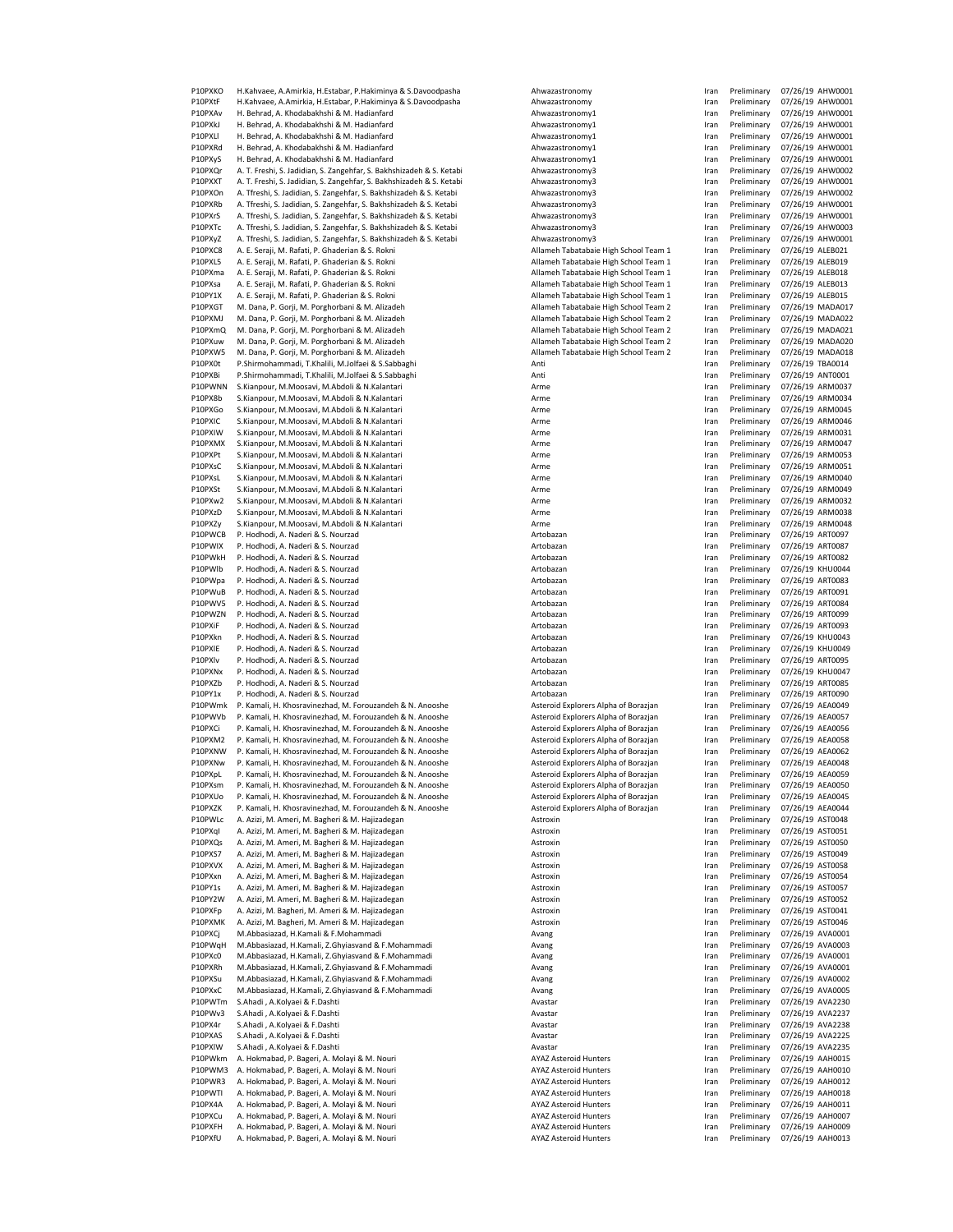| | | | | | | |
|---|---|---|---|---|---|---|
| P10PXKO | H.Kahvaee, A.Amirkia, H.Estabar, P.Hakiminya & S.Davoodpasha | Ahwazastronomy | Iran | Preliminary | 07/26/19 | AHW0001 |
| P10PXtF | H.Kahvaee, A.Amirkia, H.Estabar, P.Hakiminya & S.Davoodpasha | Ahwazastronomy | Iran | Preliminary | 07/26/19 | AHW0001 |
| P10PXAv | H. Behrad, A. Khodabakhshi & M. Hadianfard | Ahwazastronomy1 | Iran | Preliminary | 07/26/19 | AHW0001 |
| P10PXkJ | H. Behrad, A. Khodabakhshi & M. Hadianfard | Ahwazastronomy1 | Iran | Preliminary | 07/26/19 | AHW0001 |
| P10PXLl | H. Behrad, A. Khodabakhshi & M. Hadianfard | Ahwazastronomy1 | Iran | Preliminary | 07/26/19 | AHW0001 |
| P10PXRd | H. Behrad, A. Khodabakhshi & M. Hadianfard | Ahwazastronomy1 | Iran | Preliminary | 07/26/19 | AHW0001 |
| P10PXyS | H. Behrad, A. Khodabakhshi & M. Hadianfard | Ahwazastronomy1 | Iran | Preliminary | 07/26/19 | AHW0001 |
| P10PXQr | A. T. Freshi, S. Jadidian, S. Zangehfar, S. Bakhshizadeh & S. Ketabi | Ahwazastronomy3 | Iran | Preliminary | 07/26/19 | AHW0002 |
| P10PXXT | A. T. Freshi, S. Jadidian, S. Zangehfar, S. Bakhshizadeh & S. Ketabi | Ahwazastronomy3 | Iran | Preliminary | 07/26/19 | AHW0001 |
| P10PXOn | A. Tfreshi, S. Jadidian, S. Zangehfar, S. Bakhshizadeh & S. Ketabi | Ahwazastronomy3 | Iran | Preliminary | 07/26/19 | AHW0002 |
| P10PXRb | A. Tfreshi, S. Jadidian, S. Zangehfar, S. Bakhshizadeh & S. Ketabi | Ahwazastronomy3 | Iran | Preliminary | 07/26/19 | AHW0001 |
| P10PXrS | A. Tfreshi, S. Jadidian, S. Zangehfar, S. Bakhshizadeh & S. Ketabi | Ahwazastronomy3 | Iran | Preliminary | 07/26/19 | AHW0001 |
| P10PXTc | A. Tfreshi, S. Jadidian, S. Zangehfar, S. Bakhshizadeh & S. Ketabi | Ahwazastronomy3 | Iran | Preliminary | 07/26/19 | AHW0003 |
| P10PXyZ | A. Tfreshi, S. Jadidian, S. Zangehfar, S. Bakhshizadeh & S. Ketabi | Ahwazastronomy3 | Iran | Preliminary | 07/26/19 | AHW0001 |
| P10PXC8 | A. E. Seraji, M. Rafati, P. Ghaderian & S. Rokni | Allameh Tabatabaie High School Team 1 | Iran | Preliminary | 07/26/19 | ALEB021 |
| P10PXL5 | A. E. Seraji, M. Rafati, P. Ghaderian & S. Rokni | Allameh Tabatabaie High School Team 1 | Iran | Preliminary | 07/26/19 | ALEB019 |
| P10PXma | A. E. Seraji, M. Rafati, P. Ghaderian & S. Rokni | Allameh Tabatabaie High School Team 1 | Iran | Preliminary | 07/26/19 | ALEB018 |
| P10PXsa | A. E. Seraji, M. Rafati, P. Ghaderian & S. Rokni | Allameh Tabatabaie High School Team 1 | Iran | Preliminary | 07/26/19 | ALEB013 |
| P10PY1X | A. E. Seraji, M. Rafati, P. Ghaderian & S. Rokni | Allameh Tabatabaie High School Team 1 | Iran | Preliminary | 07/26/19 | ALEB015 |
| P10PXGT | M. Dana, P. Gorji, M. Porghorbani & M. Alizadeh | Allameh Tabatabaie High School Team 2 | Iran | Preliminary | 07/26/19 | MADA017 |
| P10PXMJ | M. Dana, P. Gorji, M. Porghorbani & M. Alizadeh | Allameh Tabatabaie High School Team 2 | Iran | Preliminary | 07/26/19 | MADA022 |
| P10PXmQ | M. Dana, P. Gorji, M. Porghorbani & M. Alizadeh | Allameh Tabatabaie High School Team 2 | Iran | Preliminary | 07/26/19 | MADA021 |
| P10PXuw | M. Dana, P. Gorji, M. Porghorbani & M. Alizadeh | Allameh Tabatabaie High School Team 2 | Iran | Preliminary | 07/26/19 | MADA020 |
| P10PXW5 | M. Dana, P. Gorji, M. Porghorbani & M. Alizadeh | Allameh Tabatabaie High School Team 2 | Iran | Preliminary | 07/26/19 | MADA018 |
| P10PX0t | P.Shirmohammadi, T.Khalili, M.Jolfaei & S.Sabbaghi | Anti | Iran | Preliminary | 07/26/19 | TBA0014 |
| P10PXBi | P.Shirmohammadi, T.Khalili, M.Jolfaei & S.Sabbaghi | Anti | Iran | Preliminary | 07/26/19 | ANT0001 |
| P10PWNN | S.Kianpour, M.Moosavi, M.Abdoli & N.Kalantari | Arme | Iran | Preliminary | 07/26/19 | ARM0037 |
| P10PX8b | S.Kianpour, M.Moosavi, M.Abdoli & N.Kalantari | Arme | Iran | Preliminary | 07/26/19 | ARM0034 |
| P10PXGo | S.Kianpour, M.Moosavi, M.Abdoli & N.Kalantari | Arme | Iran | Preliminary | 07/26/19 | ARM0045 |
| P10PXIC | S.Kianpour, M.Moosavi, M.Abdoli & N.Kalantari | Arme | Iran | Preliminary | 07/26/19 | ARM0046 |
| P10PXIW | S.Kianpour, M.Moosavi, M.Abdoli & N.Kalantari | Arme | Iran | Preliminary | 07/26/19 | ARM0031 |
| P10PXMX | S.Kianpour, M.Moosavi, M.Abdoli & N.Kalantari | Arme | Iran | Preliminary | 07/26/19 | ARM0047 |
| P10PXPt | S.Kianpour, M.Moosavi, M.Abdoli & N.Kalantari | Arme | Iran | Preliminary | 07/26/19 | ARM0053 |
| P10PXsC | S.Kianpour, M.Moosavi, M.Abdoli & N.Kalantari | Arme | Iran | Preliminary | 07/26/19 | ARM0051 |
| P10PXsL | S.Kianpour, M.Moosavi, M.Abdoli & N.Kalantari | Arme | Iran | Preliminary | 07/26/19 | ARM0040 |
| P10PXSt | S.Kianpour, M.Moosavi, M.Abdoli & N.Kalantari | Arme | Iran | Preliminary | 07/26/19 | ARM0049 |
| P10PXw2 | S.Kianpour, M.Moosavi, M.Abdoli & N.Kalantari | Arme | Iran | Preliminary | 07/26/19 | ARM0032 |
| P10PXzD | S.Kianpour, M.Moosavi, M.Abdoli & N.Kalantari | Arme | Iran | Preliminary | 07/26/19 | ARM0038 |
| P10PXZy | S.Kianpour, M.Moosavi, M.Abdoli & N.Kalantari | Arme | Iran | Preliminary | 07/26/19 | ARM0048 |
| P10PWCB | P. Hodhodi, A. Naderi & S. Nourzad | Artobazan | Iran | Preliminary | 07/26/19 | ART0097 |
| P10PWIX | P. Hodhodi, A. Naderi & S. Nourzad | Artobazan | Iran | Preliminary | 07/26/19 | ART0087 |
| P10PWkH | P. Hodhodi, A. Naderi & S. Nourzad | Artobazan | Iran | Preliminary | 07/26/19 | ART0082 |
| P10PWlb | P. Hodhodi, A. Naderi & S. Nourzad | Artobazan | Iran | Preliminary | 07/26/19 | KHU0044 |
| P10PWpa | P. Hodhodi, A. Naderi & S. Nourzad | Artobazan | Iran | Preliminary | 07/26/19 | ART0083 |
| P10PWuB | P. Hodhodi, A. Naderi & S. Nourzad | Artobazan | Iran | Preliminary | 07/26/19 | ART0091 |
| P10PWV5 | P. Hodhodi, A. Naderi & S. Nourzad | Artobazan | Iran | Preliminary | 07/26/19 | ART0084 |
| P10PWZN | P. Hodhodi, A. Naderi & S. Nourzad | Artobazan | Iran | Preliminary | 07/26/19 | ART0099 |
| P10PXiF | P. Hodhodi, A. Naderi & S. Nourzad | Artobazan | Iran | Preliminary | 07/26/19 | ART0093 |
| P10PXkn | P. Hodhodi, A. Naderi & S. Nourzad | Artobazan | Iran | Preliminary | 07/26/19 | KHU0043 |
| P10PXlE | P. Hodhodi, A. Naderi & S. Nourzad | Artobazan | Iran | Preliminary | 07/26/19 | KHU0049 |
| P10PXlv | P. Hodhodi, A. Naderi & S. Nourzad | Artobazan | Iran | Preliminary | 07/26/19 | ART0095 |
| P10PXNx | P. Hodhodi, A. Naderi & S. Nourzad | Artobazan | Iran | Preliminary | 07/26/19 | KHU0047 |
| P10PXZb | P. Hodhodi, A. Naderi & S. Nourzad | Artobazan | Iran | Preliminary | 07/26/19 | ART0085 |
| P10PY1x | P. Hodhodi, A. Naderi & S. Nourzad | Artobazan | Iran | Preliminary | 07/26/19 | ART0090 |
| P10PWmk | P. Kamali, H. Khosravinezhad, M. Forouzandeh & N. Anooshe | Asteroid Explorers Alpha of Borazjan | Iran | Preliminary | 07/26/19 | AEA0049 |
| P10PWVb | P. Kamali, H. Khosravinezhad, M. Forouzandeh & N. Anooshe | Asteroid Explorers Alpha of Borazjan | Iran | Preliminary | 07/26/19 | AEA0057 |
| P10PXCi | P. Kamali, H. Khosravinezhad, M. Forouzandeh & N. Anooshe | Asteroid Explorers Alpha of Borazjan | Iran | Preliminary | 07/26/19 | AEA0056 |
| P10PXM2 | P. Kamali, H. Khosravinezhad, M. Forouzandeh & N. Anooshe | Asteroid Explorers Alpha of Borazjan | Iran | Preliminary | 07/26/19 | AEA0058 |
| P10PXNW | P. Kamali, H. Khosravinezhad, M. Forouzandeh & N. Anooshe | Asteroid Explorers Alpha of Borazjan | Iran | Preliminary | 07/26/19 | AEA0062 |
| P10PXNw | P. Kamali, H. Khosravinezhad, M. Forouzandeh & N. Anooshe | Asteroid Explorers Alpha of Borazjan | Iran | Preliminary | 07/26/19 | AEA0048 |
| P10PXpL | P. Kamali, H. Khosravinezhad, M. Forouzandeh & N. Anooshe | Asteroid Explorers Alpha of Borazjan | Iran | Preliminary | 07/26/19 | AEA0059 |
| P10PXsm | P. Kamali, H. Khosravinezhad, M. Forouzandeh & N. Anooshe | Asteroid Explorers Alpha of Borazjan | Iran | Preliminary | 07/26/19 | AEA0050 |
| P10PXUo | P. Kamali, H. Khosravinezhad, M. Forouzandeh & N. Anooshe | Asteroid Explorers Alpha of Borazjan | Iran | Preliminary | 07/26/19 | AEA0045 |
| P10PXZK | P. Kamali, H. Khosravinezhad, M. Forouzandeh & N. Anooshe | Asteroid Explorers Alpha of Borazjan | Iran | Preliminary | 07/26/19 | AEA0044 |
| P10PWLc | A. Azizi, M. Ameri, M. Bagheri & M. Hajizadegan | Astroxin | Iran | Preliminary | 07/26/19 | AST0048 |
| P10PXqI | A. Azizi, M. Ameri, M. Bagheri & M. Hajizadegan | Astroxin | Iran | Preliminary | 07/26/19 | AST0051 |
| P10PXQs | A. Azizi, M. Ameri, M. Bagheri & M. Hajizadegan | Astroxin | Iran | Preliminary | 07/26/19 | AST0050 |
| P10PXS7 | A. Azizi, M. Ameri, M. Bagheri & M. Hajizadegan | Astroxin | Iran | Preliminary | 07/26/19 | AST0049 |
| P10PXVX | A. Azizi, M. Ameri, M. Bagheri & M. Hajizadegan | Astroxin | Iran | Preliminary | 07/26/19 | AST0058 |
| P10PXxn | A. Azizi, M. Ameri, M. Bagheri & M. Hajizadegan | Astroxin | Iran | Preliminary | 07/26/19 | AST0054 |
| P10PY1s | A. Azizi, M. Ameri, M. Bagheri & M. Hajizadegan | Astroxin | Iran | Preliminary | 07/26/19 | AST0057 |
| P10PY2W | A. Azizi, M. Ameri, M. Bagheri & M. Hajizadegan | Astroxin | Iran | Preliminary | 07/26/19 | AST0052 |
| P10PXFp | A. Azizi, M. Bagheri, M. Ameri & M. Hajizadegan | Astroxin | Iran | Preliminary | 07/26/19 | AST0041 |
| P10PXMK | A. Azizi, M. Bagheri, M. Ameri & M. Hajizadegan | Astroxin | Iran | Preliminary | 07/26/19 | AST0046 |
| P10PXCj | M.Abbasiazad, H.Kamali & F.Mohammadi | Avang | Iran | Preliminary | 07/26/19 | AVA0001 |
| P10PWqH | M.Abbasiazad, H.Kamali, Z.Ghyiasvand & F.Mohammadi | Avang | Iran | Preliminary | 07/26/19 | AVA0003 |
| P10PXc0 | M.Abbasiazad, H.Kamali, Z.Ghyiasvand & F.Mohammadi | Avang | Iran | Preliminary | 07/26/19 | AVA0001 |
| P10PXRh | M.Abbasiazad, H.Kamali, Z.Ghyiasvand & F.Mohammadi | Avang | Iran | Preliminary | 07/26/19 | AVA0001 |
| P10PXSu | M.Abbasiazad, H.Kamali, Z.Ghyiasvand & F.Mohammadi | Avang | Iran | Preliminary | 07/26/19 | AVA0002 |
| P10PXxC | M.Abbasiazad, H.Kamali, Z.Ghyiasvand & F.Mohammadi | Avang | Iran | Preliminary | 07/26/19 | AVA0005 |
| P10PWTm | S.Ahadi , A.Kolyaei & F.Dashti | Avastar | Iran | Preliminary | 07/26/19 | AVA2230 |
| P10PWv3 | S.Ahadi , A.Kolyaei & F.Dashti | Avastar | Iran | Preliminary | 07/26/19 | AVA2237 |
| P10PX4r | S.Ahadi , A.Kolyaei & F.Dashti | Avastar | Iran | Preliminary | 07/26/19 | AVA2238 |
| P10PXAS | S.Ahadi , A.Kolyaei & F.Dashti | Avastar | Iran | Preliminary | 07/26/19 | AVA2225 |
| P10PXlW | S.Ahadi , A.Kolyaei & F.Dashti | Avastar | Iran | Preliminary | 07/26/19 | AVA2235 |
| P10PWkm | A. Hokmabad, P. Bageri, A. Molayi & M. Nouri | AYAZ Asteroid Hunters | Iran | Preliminary | 07/26/19 | AAH0015 |
| P10PWM3 | A. Hokmabad, P. Bageri, A. Molayi & M. Nouri | AYAZ Asteroid Hunters | Iran | Preliminary | 07/26/19 | AAH0010 |
| P10PWR3 | A. Hokmabad, P. Bageri, A. Molayi & M. Nouri | AYAZ Asteroid Hunters | Iran | Preliminary | 07/26/19 | AAH0012 |
| P10PWTl | A. Hokmabad, P. Bageri, A. Molayi & M. Nouri | AYAZ Asteroid Hunters | Iran | Preliminary | 07/26/19 | AAH0018 |
| P10PX4A | A. Hokmabad, P. Bageri, A. Molayi & M. Nouri | AYAZ Asteroid Hunters | Iran | Preliminary | 07/26/19 | AAH0011 |
| P10PXCu | A. Hokmabad, P. Bageri, A. Molayi & M. Nouri | AYAZ Asteroid Hunters | Iran | Preliminary | 07/26/19 | AAH0007 |
| P10PXFH | A. Hokmabad, P. Bageri, A. Molayi & M. Nouri | AYAZ Asteroid Hunters | Iran | Preliminary | 07/26/19 | AAH0009 |
| P10PXfU | A. Hokmabad, P. Bageri, A. Molayi & M. Nouri | AYAZ Asteroid Hunters | Iran | Preliminary | 07/26/19 | AAH0013 |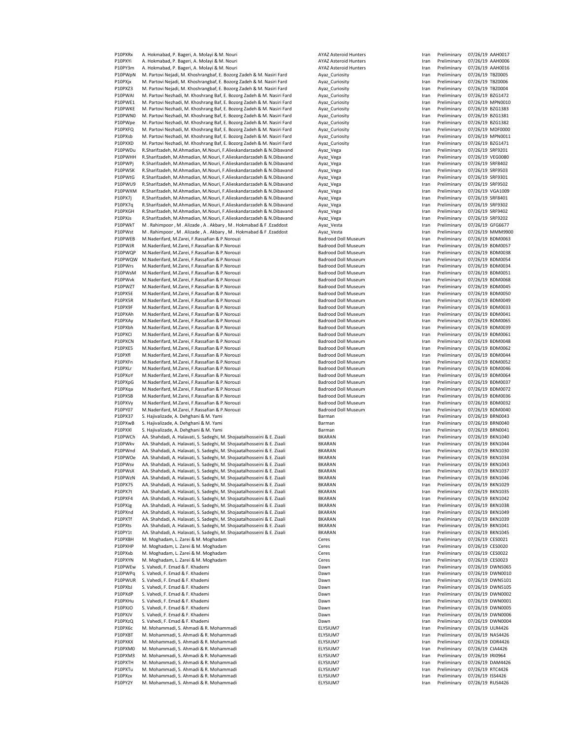| | | | | | | |
|---|---|---|---|---|---|---|
| P10PXRx | A. Hokmabad, P. Bageri, A. Molayi & M. Nouri | AYAZ Asteroid Hunters | Iran | Preliminary | 07/26/19 | AAH0017 |
| P10PXYi | A. Hokmabad, P. Bageri, A. Molayi & M. Nouri | AYAZ Asteroid Hunters | Iran | Preliminary | 07/26/19 | AAH0006 |
| P10PY3m | A. Hokmabad, P. Bageri, A. Molayi & M. Nouri | AYAZ Asteroid Hunters | Iran | Preliminary | 07/26/19 | AAH0016 |
| P10PWpN | M. Partovi Nejadi, M. Khoshrangbaf, E. Bozorg Zadeh & M. Nasiri Fard | Ayaz_Curiosity | Iran | Preliminary | 07/26/19 | TBZ0005 |
| P10PXjx | M. Partovi Nejadi, M. Khoshrangbaf, E. Bozorg Zadeh & M. Nasiri Fard | Ayaz_Curiosity | Iran | Preliminary | 07/26/19 | TBZ0006 |
| P10PXZ3 | M. Partovi Nejadi, M. Khoshrangbaf, E. Bozorg Zadeh & M. Nasiri Fard | Ayaz_Curiosity | Iran | Preliminary | 07/26/19 | TBZ0004 |
| P10PWAI | M. Partovi Nezhadi, M. Khoshrang Baf, E. Bozorg Zadeh & M. Nasiri Fard | Ayaz_Curiosity | Iran | Preliminary | 07/26/19 | BZG1472 |
| P10PWE1 | M. Partovi Nezhadi, M. Khoshrang Baf, E. Bozorg Zadeh & M. Nasiri Fard | Ayaz_Curiosity | Iran | Preliminary | 07/26/19 | MPN0010 |
| P10PWKE | M. Partovi Nezhadi, M. Khoshrang Baf, E. Bozorg Zadeh & M. Nasiri Fard | Ayaz_Curiosity | Iran | Preliminary | 07/26/19 | BZG1383 |
| P10PWN0 | M. Partovi Nezhadi, M. Khoshrang Baf, E. Bozorg Zadeh & M. Nasiri Fard | Ayaz_Curiosity | Iran | Preliminary | 07/26/19 | BZG1381 |
| P10PWpe | M. Partovi Nezhadi, M. Khoshrang Baf, E. Bozorg Zadeh & M. Nasiri Fard | Ayaz_Curiosity | Iran | Preliminary | 07/26/19 | BZG1382 |
| P10PXFQ | M. Partovi Nezhadi, M. Khoshrang Baf, E. Bozorg Zadeh & M. Nasiri Fard | Ayaz_Curiosity | Iran | Preliminary | 07/26/19 | MDF0000 |
| P10PXsb | M. Partovi Nezhadi, M. Khoshrang Baf, E. Bozorg Zadeh & M. Nasiri Fard | Ayaz_Curiosity | Iran | Preliminary | 07/26/19 | MPN0011 |
| P10PXXD | M. Partovi Nezhadi, M. Khoshrang Baf, E. Bozorg Zadeh & M. Nasiri Fard | Ayaz_Curiosity | Iran | Preliminary | 07/26/19 | BZG1471 |
| P10PWDu | R.Sharifzadeh, M.Ahmadian, M.Nouri, F.Alieskandarzadeh & N.Dibavand | Ayaz_Vega | Iran | Preliminary | 07/26/19 | SRF9201 |
| P10PWHH | R.Sharifzadeh, M.Ahmadian, M.Nouri, F.Alieskandarzadeh & N.Dibavand | Ayaz_Vega | Iran | Preliminary | 07/26/19 | VEG0080 |
| P10PWPj | R.Sharifzadeh, M.Ahmadian, M.Nouri, F.Alieskandarzadeh & N.Dibavand | Ayaz_Vega | Iran | Preliminary | 07/26/19 | SRF8402 |
| P10PWSK | R.Sharifzadeh, M.Ahmadian, M.Nouri, F.Alieskandarzadeh & N.Dibavand | Ayaz_Vega | Iran | Preliminary | 07/26/19 | SRF9503 |
| P10PWtG | R.Sharifzadeh, M.Ahmadian, M.Nouri, F.Alieskandarzadeh & N.Dibavand | Ayaz_Vega | Iran | Preliminary | 07/26/19 | SRF9301 |
| P10PWU9 | R.Sharifzadeh, M.Ahmadian, M.Nouri, F.Alieskandarzadeh & N.Dibavand | Ayaz_Vega | Iran | Preliminary | 07/26/19 | SRF9502 |
| P10PWXM | R.Sharifzadeh, M.Ahmadian, M.Nouri, F.Alieskandarzadeh & N.Dibavand | Ayaz_Vega | Iran | Preliminary | 07/26/19 | VGA1009 |
| P10PX7j | R.Sharifzadeh, M.Ahmadian, M.Nouri, F.Alieskandarzadeh & N.Dibavand | Ayaz_Vega | Iran | Preliminary | 07/26/19 | SRF8401 |
| P10PX7q | R.Sharifzadeh, M.Ahmadian, M.Nouri, F.Alieskandarzadeh & N.Dibavand | Ayaz_Vega | Iran | Preliminary | 07/26/19 | SRF9302 |
| P10PXGH | R.Sharifzadeh, M.Ahmadian, M.Nouri, F.Alieskandarzadeh & N.Dibavand | Ayaz_Vega | Iran | Preliminary | 07/26/19 | SRF9402 |
| P10PXJs | R.Sharifzadeh, M.Ahmadian, M.Nouri, F.Alieskandarzadeh & N.Dibavand | Ayaz_Vega | Iran | Preliminary | 07/26/19 | SRF9202 |
| P10PWkT | M . Rahimpoor , M . Alizade , A . Akbary , M . Hokmabad & F .Ezaddost | Ayaz_Vesta | Iran | Preliminary | 07/26/19 | GFG6677 |
| P10PWst | M . Rahimpoor , M . Alizade , A . Akbary , M . Hokmabad & F .Ezaddost | Ayaz_Vesta | Iran | Preliminary | 07/26/19 | MMM9900 |
| P10PWEB | M.Naderifard, M.Zarei, F.Rassafian & P.Norouzi | Badrood Doll Museum | Iran | Preliminary | 07/26/19 | BDM0063 |
| P10PWJR | M.Naderifard, M.Zarei, F.Rassafian & P.Norouzi | Badrood Doll Museum | Iran | Preliminary | 07/26/19 | BDM0057 |
| P10PWQP | M.Naderifard, M.Zarei, F.Rassafian & P.Norouzi | Badrood Doll Museum | Iran | Preliminary | 07/26/19 | BDM0038 |
| P10PWQW | M.Naderifard, M.Zarei, F.Rassafian & P.Norouzi | Badrood Doll Museum | Iran | Preliminary | 07/26/19 | BDM0054 |
| P10PWrs | M.Naderifard, M.Zarei, F.Rassafian & P.Norouzi | Badrood Doll Museum | Iran | Preliminary | 07/26/19 | BDM0034 |
| P10PWsM | M.Naderifard, M.Zarei, F.Rassafian & P.Norouzi | Badrood Doll Museum | Iran | Preliminary | 07/26/19 | BDM0051 |
| P10PWvk | M.Naderifard, M.Zarei, F.Rassafian & P.Norouzi | Badrood Doll Museum | Iran | Preliminary | 07/26/19 | BDM0068 |
| P10PWZT | M.Naderifard, M.Zarei, F.Rassafian & P.Norouzi | Badrood Doll Museum | Iran | Preliminary | 07/26/19 | BDM0045 |
| P10PX5E | M.Naderifard, M.Zarei, F.Rassafian & P.Norouzi | Badrood Doll Museum | Iran | Preliminary | 07/26/19 | BDM0050 |
| P10PX5R | M.Naderifard, M.Zarei, F.Rassafian & P.Norouzi | Badrood Doll Museum | Iran | Preliminary | 07/26/19 | BDM0049 |
| P10PX9F | M.Naderifard, M.Zarei, F.Rassafian & P.Norouzi | Badrood Doll Museum | Iran | Preliminary | 07/26/19 | BDM0033 |
| P10PXAh | M.Naderifard, M.Zarei, F.Rassafian & P.Norouzi | Badrood Doll Museum | Iran | Preliminary | 07/26/19 | BDM0041 |
| P10PXAy | M.Naderifard, M.Zarei, F.Rassafian & P.Norouzi | Badrood Doll Museum | Iran | Preliminary | 07/26/19 | BDM0065 |
| P10PXbh | M.Naderifard, M.Zarei, F.Rassafian & P.Norouzi | Badrood Doll Museum | Iran | Preliminary | 07/26/19 | BDM0039 |
| P10PXCl | M.Naderifard, M.Zarei, F.Rassafian & P.Norouzi | Badrood Doll Museum | Iran | Preliminary | 07/26/19 | BDM0061 |
| P10PXCN | M.Naderifard, M.Zarei, F.Rassafian & P.Norouzi | Badrood Doll Museum | Iran | Preliminary | 07/26/19 | BDM0048 |
| P10PXE5 | M.Naderifard, M.Zarei, F.Rassafian & P.Norouzi | Badrood Doll Museum | Iran | Preliminary | 07/26/19 | BDM0062 |
| P10PXfl | M.Naderifard, M.Zarei, F.Rassafian & P.Norouzi | Badrood Doll Museum | Iran | Preliminary | 07/26/19 | BDM0044 |
| P10PXFn | M.Naderifard, M.Zarei, F.Rassafian & P.Norouzi | Badrood Doll Museum | Iran | Preliminary | 07/26/19 | BDM0052 |
| P10PXLr | M.Naderifard, M.Zarei, F.Rassafian & P.Norouzi | Badrood Doll Museum | Iran | Preliminary | 07/26/19 | BDM0046 |
| P10PXoY | M.Naderifard, M.Zarei, F.Rassafian & P.Norouzi | Badrood Doll Museum | Iran | Preliminary | 07/26/19 | BDM0064 |
| P10PXpG | M.Naderifard, M.Zarei, F.Rassafian & P.Norouzi | Badrood Doll Museum | Iran | Preliminary | 07/26/19 | BDM0037 |
| P10PXqa | M.Naderifard, M.Zarei, F.Rassafian & P.Norouzi | Badrood Doll Museum | Iran | Preliminary | 07/26/19 | BDM0072 |
| P10PXSB | M.Naderifard, M.Zarei, F.Rassafian & P.Norouzi | Badrood Doll Museum | Iran | Preliminary | 07/26/19 | BDM0036 |
| P10PXVy | M.Naderifard, M.Zarei, F.Rassafian & P.Norouzi | Badrood Doll Museum | Iran | Preliminary | 07/26/19 | BDM0032 |
| P10PY07 | M.Naderifard, M.Zarei, F.Rassafian & P.Norouzi | Badrood Doll Museum | Iran | Preliminary | 07/26/19 | BDM0040 |
| P10PX37 | S. Hajivalizade, A. Dehghani & M. Yami | Barman | Iran | Preliminary | 07/26/19 | BRN0043 |
| P10PXwB | S. Hajivalizade, A. Dehghani & M. Yami | Barman | Iran | Preliminary | 07/26/19 | BRN0040 |
| P10PXXl | S. Hajivalizade, A. Dehghani & M. Yami | Barman | Iran | Preliminary | 07/26/19 | BRN0041 |
| P10PWCh | AA. Shahdadi, A. Halavati, S. Sadeghi, M. Shojaatalhosseini & E. Ziaali | BKARAN | Iran | Preliminary | 07/26/19 | BKN1040 |
| P10PWkv | AA. Shahdadi, A. Halavati, S. Sadeghi, M. Shojaatalhosseini & E. Ziaali | BKARAN | Iran | Preliminary | 07/26/19 | BKN1044 |
| P10PWnd | AA. Shahdadi, A. Halavati, S. Sadeghi, M. Shojaatalhosseini & E. Ziaali | BKARAN | Iran | Preliminary | 07/26/19 | BKN1030 |
| P10PWOe | AA. Shahdadi, A. Halavati, S. Sadeghi, M. Shojaatalhosseini & E. Ziaali | BKARAN | Iran | Preliminary | 07/26/19 | BKN1034 |
| P10PWsv | AA. Shahdadi, A. Halavati, S. Sadeghi, M. Shojaatalhosseini & E. Ziaali | BKARAN | Iran | Preliminary | 07/26/19 | BKN1043 |
| P10PWsX | AA. Shahdadi, A. Halavati, S. Sadeghi, M. Shojaatalhosseini & E. Ziaali | BKARAN | Iran | Preliminary | 07/26/19 | BKN1037 |
| P10PWzN | AA. Shahdadi, A. Halavati, S. Sadeghi, M. Shojaatalhosseini & E. Ziaali | BKARAN | Iran | Preliminary | 07/26/19 | BKN1046 |
| P10PX75 | AA. Shahdadi, A. Halavati, S. Sadeghi, M. Shojaatalhosseini & E. Ziaali | BKARAN | Iran | Preliminary | 07/26/19 | BKN1029 |
| P10PX7t | AA. Shahdadi, A. Halavati, S. Sadeghi, M. Shojaatalhosseini & E. Ziaali | BKARAN | Iran | Preliminary | 07/26/19 | BKN1035 |
| P10PXF4 | AA. Shahdadi, A. Halavati, S. Sadeghi, M. Shojaatalhosseini & E. Ziaali | BKARAN | Iran | Preliminary | 07/26/19 | BKN1042 |
| P10PXJg | AA. Shahdadi, A. Halavati, S. Sadeghi, M. Shojaatalhosseini & E. Ziaali | BKARAN | Iran | Preliminary | 07/26/19 | BKN1038 |
| P10PXnd | AA. Shahdadi, A. Halavati, S. Sadeghi, M. Shojaatalhosseini & E. Ziaali | BKARAN | Iran | Preliminary | 07/26/19 | BKN1049 |
| P10PXTf | AA. Shahdadi, A. Halavati, S. Sadeghi, M. Shojaatalhosseini & E. Ziaali | BKARAN | Iran | Preliminary | 07/26/19 | BKN1039 |
| P10PXts | AA. Shahdadi, A. Halavati, S. Sadeghi, M. Shojaatalhosseini & E. Ziaali | BKARAN | Iran | Preliminary | 07/26/19 | BKN1041 |
| P10PY1t | AA. Shahdadi, A. Halavati, S. Sadeghi, M. Shojaatalhosseini & E. Ziaali | BKARAN | Iran | Preliminary | 07/26/19 | BKN1045 |
| P10PXBH | M. Moghadam, L. Zarei & M. Moghadam | Ceres | Iran | Preliminary | 07/26/19 | CES0021 |
| P10PXHP | M. Moghadam, L. Zarei & M. Moghadam | Ceres | Iran | Preliminary | 07/26/19 | CES0020 |
| P10PXxb | M. Moghadam, L. Zarei & M. Moghadam | Ceres | Iran | Preliminary | 07/26/19 | CES0022 |
| P10PXYN | M. Moghadam, L. Zarei & M. Moghadam | Ceres | Iran | Preliminary | 07/26/19 | CES0023 |
| P10PWEw | S. Vahedi, F. Emad & F. Khademi | Dawn | Iran | Preliminary | 07/26/19 | DWN5065 |
| P10PWPq | S. Vahedi, F. Emad & F. Khademi | Dawn | Iran | Preliminary | 07/26/19 | DWN0010 |
| P10PWUR | S. Vahedi, F. Emad & F. Khademi | Dawn | Iran | Preliminary | 07/26/19 | DWN5101 |
| P10PXbJ | S. Vahedi, F. Emad & F. Khademi | Dawn | Iran | Preliminary | 07/26/19 | DWN5105 |
| P10PXdP | S. Vahedi, F. Emad & F. Khademi | Dawn | Iran | Preliminary | 07/26/19 | DWN0002 |
| P10PXHu | S. Vahedi, F. Emad & F. Khademi | Dawn | Iran | Preliminary | 07/26/19 | DWN0001 |
| P10PXJO | S. Vahedi, F. Emad & F. Khademi | Dawn | Iran | Preliminary | 07/26/19 | DWN0005 |
| P10PXJV | S. Vahedi, F. Emad & F. Khademi | Dawn | Iran | Preliminary | 07/26/19 | DWN0006 |
| P10PXzQ | S. Vahedi, F. Emad & F. Khademi | Dawn | Iran | Preliminary | 07/26/19 | DWN0004 |
| P10PX6c | M. Mohammadi, S. Ahmadi & R. Mohammadi | ELYSIUM7 | Iran | Preliminary | 07/26/19 | ULR4426 |
| P10PXBT | M. Mohammadi, S. Ahmadi & R. Mohammadi | ELYSIUM7 | Iran | Preliminary | 07/26/19 | NAS4426 |
| P10PXKX | M. Mohammadi, S. Ahmadi & R. Mohammadi | ELYSIUM7 | Iran | Preliminary | 07/26/19 | DDR4426 |
| P10PXM0 | M. Mohammadi, S. Ahmadi & R. Mohammadi | ELYSIUM7 | Iran | Preliminary | 07/26/19 | CIA4426 |
| P10PXM3 | M. Mohammadi, S. Ahmadi & R. Mohammadi | ELYSIUM7 | Iran | Preliminary | 07/26/19 | IRI0964 |
| P10PXTH | M. Mohammadi, S. Ahmadi & R. Mohammadi | ELYSIUM7 | Iran | Preliminary | 07/26/19 | DAM4426 |
| P10PXTu | M. Mohammadi, S. Ahmadi & R. Mohammadi | ELYSIUM7 | Iran | Preliminary | 07/26/19 | RTC4426 |
| P10PXzx | M. Mohammadi, S. Ahmadi & R. Mohammadi | ELYSIUM7 | Iran | Preliminary | 07/26/19 | ISS4426 |
| P10PY2Y | M. Mohammadi, S. Ahmadi & R. Mohammadi | ELYSIUM7 | Iran | Preliminary | 07/26/19 | RUS4426 |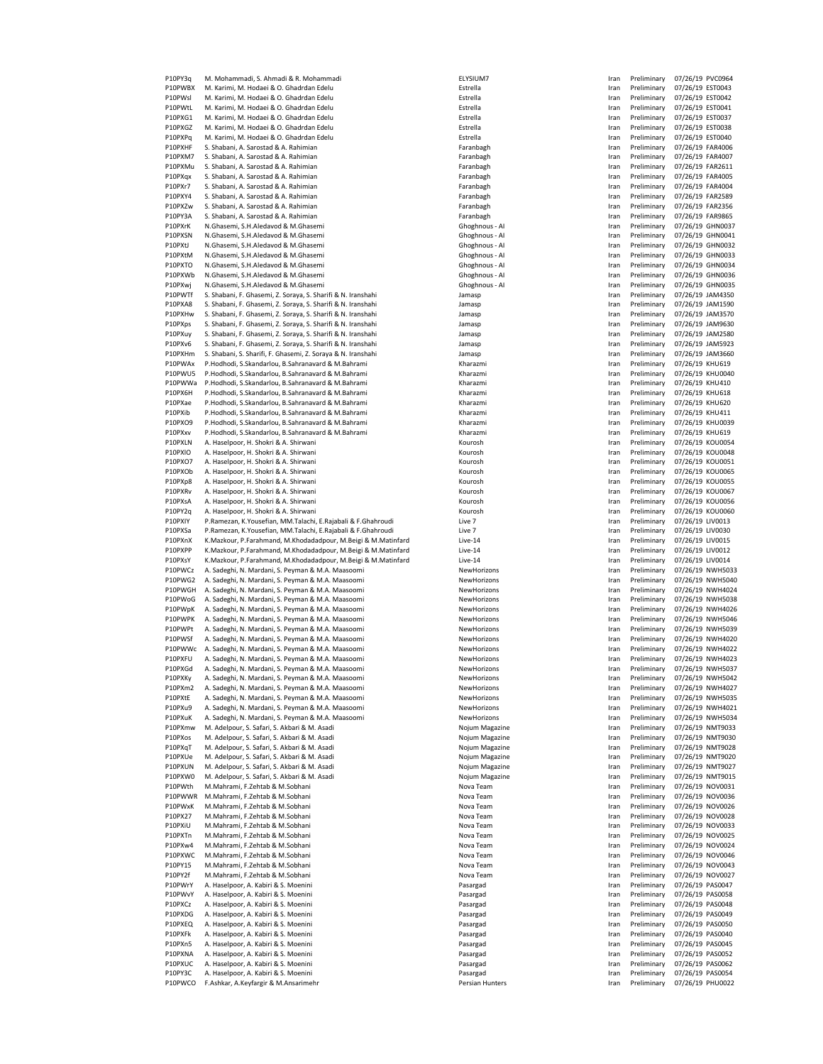| | | | | | | |
|---|---|---|---|---|---|---|
| P10PY3q | M. Mohammadi, S. Ahmadi & R. Mohammadi | ELYSIUM7 | Iran | Preliminary | 07/26/19 | PVC0964 |
| P10PWBX | M. Karimi, M. Hodaei & O. Ghadrdan Edelu | Estrella | Iran | Preliminary | 07/26/19 | EST0043 |
| P10PWsl | M. Karimi, M. Hodaei & O. Ghadrdan Edelu | Estrella | Iran | Preliminary | 07/26/19 | EST0042 |
| P10PWtL | M. Karimi, M. Hodaei & O. Ghadrdan Edelu | Estrella | Iran | Preliminary | 07/26/19 | EST0041 |
| P10PXG1 | M. Karimi, M. Hodaei & O. Ghadrdan Edelu | Estrella | Iran | Preliminary | 07/26/19 | EST0037 |
| P10PXGZ | M. Karimi, M. Hodaei & O. Ghadrdan Edelu | Estrella | Iran | Preliminary | 07/26/19 | EST0038 |
| P10PXPq | M. Karimi, M. Hodaei & O. Ghadrdan Edelu | Estrella | Iran | Preliminary | 07/26/19 | EST0040 |
| P10PXHF | S. Shabani, A. Sarostad & A. Rahimian | Faranbagh | Iran | Preliminary | 07/26/19 | FAR4006 |
| P10PXM7 | S. Shabani, A. Sarostad & A. Rahimian | Faranbagh | Iran | Preliminary | 07/26/19 | FAR4007 |
| P10PXMu | S. Shabani, A. Sarostad & A. Rahimian | Faranbagh | Iran | Preliminary | 07/26/19 | FAR2611 |
| P10PXqx | S. Shabani, A. Sarostad & A. Rahimian | Faranbagh | Iran | Preliminary | 07/26/19 | FAR4005 |
| P10PXr7 | S. Shabani, A. Sarostad & A. Rahimian | Faranbagh | Iran | Preliminary | 07/26/19 | FAR4004 |
| P10PXY4 | S. Shabani, A. Sarostad & A. Rahimian | Faranbagh | Iran | Preliminary | 07/26/19 | FAR2589 |
| P10PXZw | S. Shabani, A. Sarostad & A. Rahimian | Faranbagh | Iran | Preliminary | 07/26/19 | FAR2356 |
| P10PY3A | S. Shabani, A. Sarostad & A. Rahimian | Faranbagh | Iran | Preliminary | 07/26/19 | FAR9865 |
| P10PXrK | N.Ghasemi, S.H.Aledavod & M.Ghasemi | Ghoghnous - AI | Iran | Preliminary | 07/26/19 | GHN0037 |
| P10PXSN | N.Ghasemi, S.H.Aledavod & M.Ghasemi | Ghoghnous - AI | Iran | Preliminary | 07/26/19 | GHN0041 |
| P10PXtJ | N.Ghasemi, S.H.Aledavod & M.Ghasemi | Ghoghnous - AI | Iran | Preliminary | 07/26/19 | GHN0032 |
| P10PXtM | N.Ghasemi, S.H.Aledavod & M.Ghasemi | Ghoghnous - AI | Iran | Preliminary | 07/26/19 | GHN0033 |
| P10PXTO | N.Ghasemi, S.H.Aledavod & M.Ghasemi | Ghoghnous - AI | Iran | Preliminary | 07/26/19 | GHN0034 |
| P10PXWb | N.Ghasemi, S.H.Aledavod & M.Ghasemi | Ghoghnous - AI | Iran | Preliminary | 07/26/19 | GHN0036 |
| P10PXwj | N.Ghasemi, S.H.Aledavod & M.Ghasemi | Ghoghnous - AI | Iran | Preliminary | 07/26/19 | GHN0035 |
| P10PWTf | S. Shabani, F. Ghasemi, Z. Soraya, S. Sharifi & N. Iranshahi | Jamasp | Iran | Preliminary | 07/26/19 | JAM4350 |
| P10PXA8 | S. Shabani, F. Ghasemi, Z. Soraya, S. Sharifi & N. Iranshahi | Jamasp | Iran | Preliminary | 07/26/19 | JAM1590 |
| P10PXHw | S. Shabani, F. Ghasemi, Z. Soraya, S. Sharifi & N. Iranshahi | Jamasp | Iran | Preliminary | 07/26/19 | JAM3570 |
| P10PXps | S. Shabani, F. Ghasemi, Z. Soraya, S. Sharifi & N. Iranshahi | Jamasp | Iran | Preliminary | 07/26/19 | JAM9630 |
| P10PXuy | S. Shabani, F. Ghasemi, Z. Soraya, S. Sharifi & N. Iranshahi | Jamasp | Iran | Preliminary | 07/26/19 | JAM2580 |
| P10PXv6 | S. Shabani, F. Ghasemi, Z. Soraya, S. Sharifi & N. Iranshahi | Jamasp | Iran | Preliminary | 07/26/19 | JAM5923 |
| P10PXHm | S. Shabani, S. Sharifi, F. Ghasemi, Z. Soraya & N. Iranshahi | Jamasp | Iran | Preliminary | 07/26/19 | JAM3660 |
| P10PWAx | P.Hodhodi, S.Skandarlou, B.Sahranavard & M.Bahrami | Kharazmi | Iran | Preliminary | 07/26/19 | KHU619 |
| P10PWU5 | P.Hodhodi, S.Skandarlou, B.Sahranavard & M.Bahrami | Kharazmi | Iran | Preliminary | 07/26/19 | KHU0040 |
| P10PWWa | P.Hodhodi, S.Skandarlou, B.Sahranavard & M.Bahrami | Kharazmi | Iran | Preliminary | 07/26/19 | KHU410 |
| P10PX6H | P.Hodhodi, S.Skandarlou, B.Sahranavard & M.Bahrami | Kharazmi | Iran | Preliminary | 07/26/19 | KHU618 |
| P10PXae | P.Hodhodi, S.Skandarlou, B.Sahranavard & M.Bahrami | Kharazmi | Iran | Preliminary | 07/26/19 | KHU620 |
| P10PXib | P.Hodhodi, S.Skandarlou, B.Sahranavard & M.Bahrami | Kharazmi | Iran | Preliminary | 07/26/19 | KHU411 |
| P10PXO9 | P.Hodhodi, S.Skandarlou, B.Sahranavard & M.Bahrami | Kharazmi | Iran | Preliminary | 07/26/19 | KHU0039 |
| P10PXxv | P.Hodhodi, S.Skandarlou, B.Sahranavard & M.Bahrami | Kharazmi | Iran | Preliminary | 07/26/19 | KHU619 |
| P10PXLN | A. Haselpoor, H. Shokri & A. Shirwani | Kourosh | Iran | Preliminary | 07/26/19 | KOU0054 |
| P10PXlO | A. Haselpoor, H. Shokri & A. Shirwani | Kourosh | Iran | Preliminary | 07/26/19 | KOU0048 |
| P10PXO7 | A. Haselpoor, H. Shokri & A. Shirwani | Kourosh | Iran | Preliminary | 07/26/19 | KOU0051 |
| P10PXOb | A. Haselpoor, H. Shokri & A. Shirwani | Kourosh | Iran | Preliminary | 07/26/19 | KOU0065 |
| P10PXp8 | A. Haselpoor, H. Shokri & A. Shirwani | Kourosh | Iran | Preliminary | 07/26/19 | KOU0055 |
| P10PXRv | A. Haselpoor, H. Shokri & A. Shirwani | Kourosh | Iran | Preliminary | 07/26/19 | KOU0067 |
| P10PXsA | A. Haselpoor, H. Shokri & A. Shirwani | Kourosh | Iran | Preliminary | 07/26/19 | KOU0056 |
| P10PY2q | A. Haselpoor, H. Shokri & A. Shirwani | Kourosh | Iran | Preliminary | 07/26/19 | KOU0060 |
| P10PXIY | P.Ramezan, K.Yousefian, MM.Talachi, E.Rajabali & F.Ghahroudi | Live 7 | Iran | Preliminary | 07/26/19 | LIV0013 |
| P10PXSa | P.Ramezan, K.Yousefian, MM.Talachi, E.Rajabali & F.Ghahroudi | Live 7 | Iran | Preliminary | 07/26/19 | LIV0030 |
| P10PXnX | K.Mazkour, P.Farahmand, M.Khodadadpour, M.Beigi & M.Matinfard | Live-14 | Iran | Preliminary | 07/26/19 | LIV0015 |
| P10PXPP | K.Mazkour, P.Farahmand, M.Khodadadpour, M.Beigi & M.Matinfard | Live-14 | Iran | Preliminary | 07/26/19 | LIV0012 |
| P10PXsY | K.Mazkour, P.Farahmand, M.Khodadadpour, M.Beigi & M.Matinfard | Live-14 | Iran | Preliminary | 07/26/19 | LIV0014 |
| P10PWCz | A. Sadeghi, N. Mardani, S. Peyman & M.A. Maasoomi | NewHorizons | Iran | Preliminary | 07/26/19 | NWH5033 |
| P10PWG2 | A. Sadeghi, N. Mardani, S. Peyman & M.A. Maasoomi | NewHorizons | Iran | Preliminary | 07/26/19 | NWH5040 |
| P10PWGH | A. Sadeghi, N. Mardani, S. Peyman & M.A. Maasoomi | NewHorizons | Iran | Preliminary | 07/26/19 | NWH4024 |
| P10PWoG | A. Sadeghi, N. Mardani, S. Peyman & M.A. Maasoomi | NewHorizons | Iran | Preliminary | 07/26/19 | NWH5038 |
| P10PWpK | A. Sadeghi, N. Mardani, S. Peyman & M.A. Maasoomi | NewHorizons | Iran | Preliminary | 07/26/19 | NWH4026 |
| P10PWPK | A. Sadeghi, N. Mardani, S. Peyman & M.A. Maasoomi | NewHorizons | Iran | Preliminary | 07/26/19 | NWH5046 |
| P10PWPt | A. Sadeghi, N. Mardani, S. Peyman & M.A. Maasoomi | NewHorizons | Iran | Preliminary | 07/26/19 | NWH5039 |
| P10PWSf | A. Sadeghi, N. Mardani, S. Peyman & M.A. Maasoomi | NewHorizons | Iran | Preliminary | 07/26/19 | NWH4020 |
| P10PWWc | A. Sadeghi, N. Mardani, S. Peyman & M.A. Maasoomi | NewHorizons | Iran | Preliminary | 07/26/19 | NWH4022 |
| P10PXFU | A. Sadeghi, N. Mardani, S. Peyman & M.A. Maasoomi | NewHorizons | Iran | Preliminary | 07/26/19 | NWH4023 |
| P10PXGd | A. Sadeghi, N. Mardani, S. Peyman & M.A. Maasoomi | NewHorizons | Iran | Preliminary | 07/26/19 | NWH5037 |
| P10PXKy | A. Sadeghi, N. Mardani, S. Peyman & M.A. Maasoomi | NewHorizons | Iran | Preliminary | 07/26/19 | NWH5042 |
| P10PXm2 | A. Sadeghi, N. Mardani, S. Peyman & M.A. Maasoomi | NewHorizons | Iran | Preliminary | 07/26/19 | NWH4027 |
| P10PXtE | A. Sadeghi, N. Mardani, S. Peyman & M.A. Maasoomi | NewHorizons | Iran | Preliminary | 07/26/19 | NWH5035 |
| P10PXu9 | A. Sadeghi, N. Mardani, S. Peyman & M.A. Maasoomi | NewHorizons | Iran | Preliminary | 07/26/19 | NWH4021 |
| P10PXuK | A. Sadeghi, N. Mardani, S. Peyman & M.A. Maasoomi | NewHorizons | Iran | Preliminary | 07/26/19 | NWH5034 |
| P10PXmw | M. Adelpour, S. Safari, S. Akbari & M. Asadi | Nojum Magazine | Iran | Preliminary | 07/26/19 | NMT9033 |
| P10PXos | M. Adelpour, S. Safari, S. Akbari & M. Asadi | Nojum Magazine | Iran | Preliminary | 07/26/19 | NMT9030 |
| P10PXqT | M. Adelpour, S. Safari, S. Akbari & M. Asadi | Nojum Magazine | Iran | Preliminary | 07/26/19 | NMT9028 |
| P10PXUe | M. Adelpour, S. Safari, S. Akbari & M. Asadi | Nojum Magazine | Iran | Preliminary | 07/26/19 | NMT9020 |
| P10PXUN | M. Adelpour, S. Safari, S. Akbari & M. Asadi | Nojum Magazine | Iran | Preliminary | 07/26/19 | NMT9027 |
| P10PXW0 | M. Adelpour, S. Safari, S. Akbari & M. Asadi | Nojum Magazine | Iran | Preliminary | 07/26/19 | NMT9015 |
| P10PWth | M.Mahrami, F.Zehtab & M.Sobhani | Nova Team | Iran | Preliminary | 07/26/19 | NOV0031 |
| P10PWWR | M.Mahrami, F.Zehtab & M.Sobhani | Nova Team | Iran | Preliminary | 07/26/19 | NOV0036 |
| P10PWxK | M.Mahrami, F.Zehtab & M.Sobhani | Nova Team | Iran | Preliminary | 07/26/19 | NOV0026 |
| P10PX27 | M.Mahrami, F.Zehtab & M.Sobhani | Nova Team | Iran | Preliminary | 07/26/19 | NOV0028 |
| P10PXiU | M.Mahrami, F.Zehtab & M.Sobhani | Nova Team | Iran | Preliminary | 07/26/19 | NOV0033 |
| P10PXTn | M.Mahrami, F.Zehtab & M.Sobhani | Nova Team | Iran | Preliminary | 07/26/19 | NOV0025 |
| P10PXw4 | M.Mahrami, F.Zehtab & M.Sobhani | Nova Team | Iran | Preliminary | 07/26/19 | NOV0024 |
| P10PXWC | M.Mahrami, F.Zehtab & M.Sobhani | Nova Team | Iran | Preliminary | 07/26/19 | NOV0046 |
| P10PY15 | M.Mahrami, F.Zehtab & M.Sobhani | Nova Team | Iran | Preliminary | 07/26/19 | NOV0043 |
| P10PY2f | M.Mahrami, F.Zehtab & M.Sobhani | Nova Team | Iran | Preliminary | 07/26/19 | NOV0027 |
| P10PWrY | A. Haselpoor, A. Kabiri & S. Moenini | Pasargad | Iran | Preliminary | 07/26/19 | PAS0047 |
| P10PWvY | A. Haselpoor, A. Kabiri & S. Moenini | Pasargad | Iran | Preliminary | 07/26/19 | PAS0058 |
| P10PXCz | A. Haselpoor, A. Kabiri & S. Moenini | Pasargad | Iran | Preliminary | 07/26/19 | PAS0048 |
| P10PXDG | A. Haselpoor, A. Kabiri & S. Moenini | Pasargad | Iran | Preliminary | 07/26/19 | PAS0049 |
| P10PXEQ | A. Haselpoor, A. Kabiri & S. Moenini | Pasargad | Iran | Preliminary | 07/26/19 | PAS0050 |
| P10PXFk | A. Haselpoor, A. Kabiri & S. Moenini | Pasargad | Iran | Preliminary | 07/26/19 | PAS0040 |
| P10PXn5 | A. Haselpoor, A. Kabiri & S. Moenini | Pasargad | Iran | Preliminary | 07/26/19 | PAS0045 |
| P10PXNA | A. Haselpoor, A. Kabiri & S. Moenini | Pasargad | Iran | Preliminary | 07/26/19 | PAS0052 |
| P10PXUC | A. Haselpoor, A. Kabiri & S. Moenini | Pasargad | Iran | Preliminary | 07/26/19 | PAS0062 |
| P10PY3C | A. Haselpoor, A. Kabiri & S. Moenini | Pasargad | Iran | Preliminary | 07/26/19 | PAS0054 |
| P10PWCO | F.Ashkar, A.Keyfargir & M.Ansarimehr | Persian Hunters | Iran | Preliminary | 07/26/19 | PHU0022 |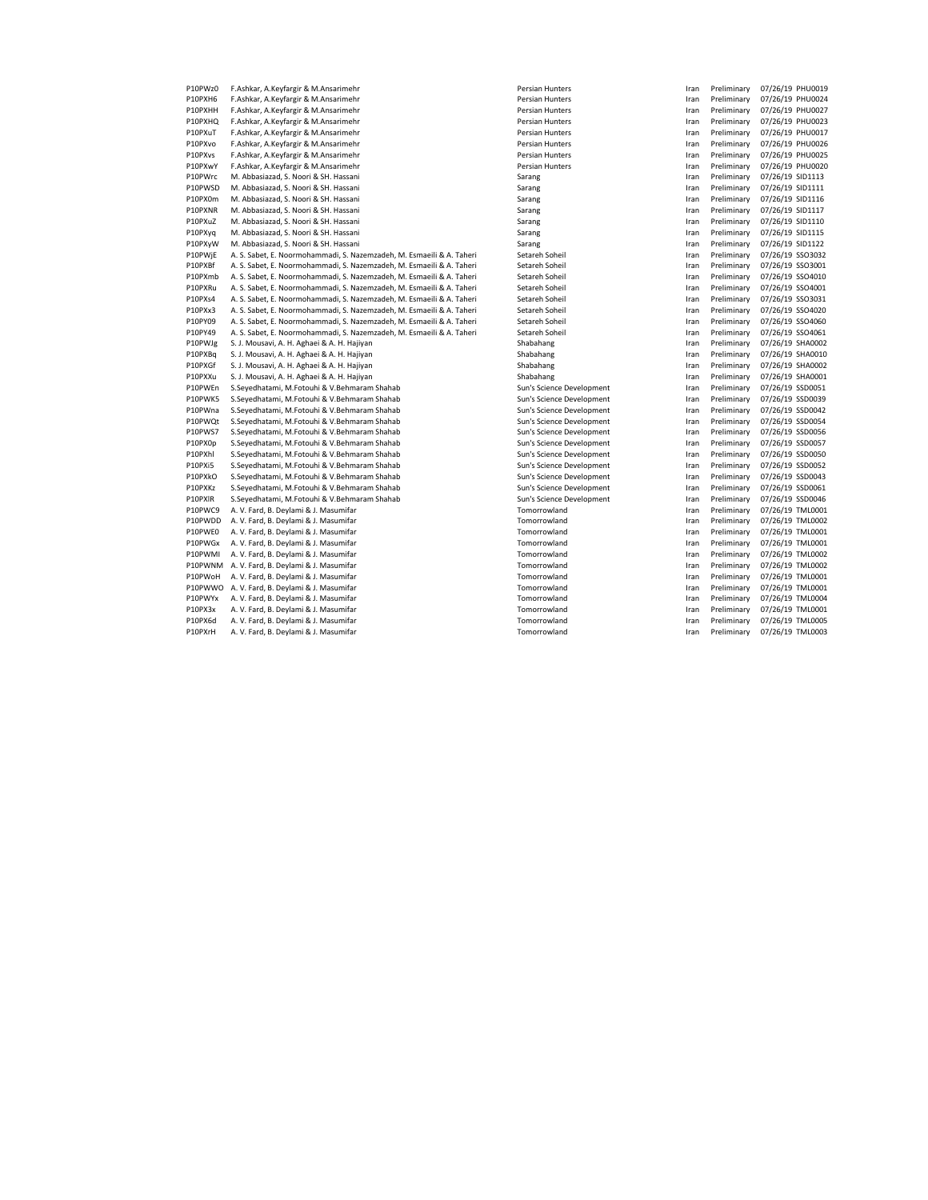| | | | | | | |
|---|---|---|---|---|---|---|
| P10PWz0 | F.Ashkar, A.Keyfargir & M.Ansarimehr | Persian Hunters | Iran | Preliminary | 07/26/19 | PHU0019 |
| P10PXH6 | F.Ashkar, A.Keyfargir & M.Ansarimehr | Persian Hunters | Iran | Preliminary | 07/26/19 | PHU0024 |
| P10PXHH | F.Ashkar, A.Keyfargir & M.Ansarimehr | Persian Hunters | Iran | Preliminary | 07/26/19 | PHU0027 |
| P10PXHQ | F.Ashkar, A.Keyfargir & M.Ansarimehr | Persian Hunters | Iran | Preliminary | 07/26/19 | PHU0023 |
| P10PXuT | F.Ashkar, A.Keyfargir & M.Ansarimehr | Persian Hunters | Iran | Preliminary | 07/26/19 | PHU0017 |
| P10PXvo | F.Ashkar, A.Keyfargir & M.Ansarimehr | Persian Hunters | Iran | Preliminary | 07/26/19 | PHU0026 |
| P10PXvs | F.Ashkar, A.Keyfargir & M.Ansarimehr | Persian Hunters | Iran | Preliminary | 07/26/19 | PHU0025 |
| P10PXwY | F.Ashkar, A.Keyfargir & M.Ansarimehr | Persian Hunters | Iran | Preliminary | 07/26/19 | PHU0020 |
| P10PWrc | M. Abbasiazad, S. Noori & SH. Hassani | Sarang | Iran | Preliminary | 07/26/19 | SID1113 |
| P10PWSD | M. Abbasiazad, S. Noori & SH. Hassani | Sarang | Iran | Preliminary | 07/26/19 | SID1111 |
| P10PX0m | M. Abbasiazad, S. Noori & SH. Hassani | Sarang | Iran | Preliminary | 07/26/19 | SID1116 |
| P10PXNR | M. Abbasiazad, S. Noori & SH. Hassani | Sarang | Iran | Preliminary | 07/26/19 | SID1117 |
| P10PXuZ | M. Abbasiazad, S. Noori & SH. Hassani | Sarang | Iran | Preliminary | 07/26/19 | SID1110 |
| P10PXyq | M. Abbasiazad, S. Noori & SH. Hassani | Sarang | Iran | Preliminary | 07/26/19 | SID1115 |
| P10PXyW | M. Abbasiazad, S. Noori & SH. Hassani | Sarang | Iran | Preliminary | 07/26/19 | SID1122 |
| P10PWjE | A. S. Sabet, E. Noormohammadi, S. Nazemzadeh, M. Esmaeili & A. Taheri | Setareh Soheil | Iran | Preliminary | 07/26/19 | SSO3032 |
| P10PXBf | A. S. Sabet, E. Noormohammadi, S. Nazemzadeh, M. Esmaeili & A. Taheri | Setareh Soheil | Iran | Preliminary | 07/26/19 | SSO3001 |
| P10PXmb | A. S. Sabet, E. Noormohammadi, S. Nazemzadeh, M. Esmaeili & A. Taheri | Setareh Soheil | Iran | Preliminary | 07/26/19 | SSO4010 |
| P10PXRu | A. S. Sabet, E. Noormohammadi, S. Nazemzadeh, M. Esmaeili & A. Taheri | Setareh Soheil | Iran | Preliminary | 07/26/19 | SSO4001 |
| P10PXs4 | A. S. Sabet, E. Noormohammadi, S. Nazemzadeh, M. Esmaeili & A. Taheri | Setareh Soheil | Iran | Preliminary | 07/26/19 | SSO3031 |
| P10PXx3 | A. S. Sabet, E. Noormohammadi, S. Nazemzadeh, M. Esmaeili & A. Taheri | Setareh Soheil | Iran | Preliminary | 07/26/19 | SSO4020 |
| P10PY09 | A. S. Sabet, E. Noormohammadi, S. Nazemzadeh, M. Esmaeili & A. Taheri | Setareh Soheil | Iran | Preliminary | 07/26/19 | SSO4060 |
| P10PY49 | A. S. Sabet, E. Noormohammadi, S. Nazemzadeh, M. Esmaeili & A. Taheri | Setareh Soheil | Iran | Preliminary | 07/26/19 | SSO4061 |
| P10PWJg | S. J. Mousavi, A. H. Aghaei & A. H. Hajiyan | Shabahang | Iran | Preliminary | 07/26/19 | SHA0002 |
| P10PXBq | S. J. Mousavi, A. H. Aghaei & A. H. Hajiyan | Shabahang | Iran | Preliminary | 07/26/19 | SHA0010 |
| P10PXGf | S. J. Mousavi, A. H. Aghaei & A. H. Hajiyan | Shabahang | Iran | Preliminary | 07/26/19 | SHA0002 |
| P10PXXu | S. J. Mousavi, A. H. Aghaei & A. H. Hajiyan | Shabahang | Iran | Preliminary | 07/26/19 | SHA0001 |
| P10PWEn | S.Seyedhatami, M.Fotouhi & V.Behmaram Shahab | Sun's Science Development | Iran | Preliminary | 07/26/19 | SSD0051 |
| P10PWK5 | S.Seyedhatami, M.Fotouhi & V.Behmaram Shahab | Sun's Science Development | Iran | Preliminary | 07/26/19 | SSD0039 |
| P10PWna | S.Seyedhatami, M.Fotouhi & V.Behmaram Shahab | Sun's Science Development | Iran | Preliminary | 07/26/19 | SSD0042 |
| P10PWQt | S.Seyedhatami, M.Fotouhi & V.Behmaram Shahab | Sun's Science Development | Iran | Preliminary | 07/26/19 | SSD0054 |
| P10PWS7 | S.Seyedhatami, M.Fotouhi & V.Behmaram Shahab | Sun's Science Development | Iran | Preliminary | 07/26/19 | SSD0056 |
| P10PX0p | S.Seyedhatami, M.Fotouhi & V.Behmaram Shahab | Sun's Science Development | Iran | Preliminary | 07/26/19 | SSD0057 |
| P10PXhI | S.Seyedhatami, M.Fotouhi & V.Behmaram Shahab | Sun's Science Development | Iran | Preliminary | 07/26/19 | SSD0050 |
| P10PXi5 | S.Seyedhatami, M.Fotouhi & V.Behmaram Shahab | Sun's Science Development | Iran | Preliminary | 07/26/19 | SSD0052 |
| P10PXkO | S.Seyedhatami, M.Fotouhi & V.Behmaram Shahab | Sun's Science Development | Iran | Preliminary | 07/26/19 | SSD0043 |
| P10PXKz | S.Seyedhatami, M.Fotouhi & V.Behmaram Shahab | Sun's Science Development | Iran | Preliminary | 07/26/19 | SSD0061 |
| P10PXlR | S.Seyedhatami, M.Fotouhi & V.Behmaram Shahab | Sun's Science Development | Iran | Preliminary | 07/26/19 | SSD0046 |
| P10PWC9 | A. V. Fard, B. Deylami & J. Masumifar | Tomorrowland | Iran | Preliminary | 07/26/19 | TML0001 |
| P10PWDD | A. V. Fard, B. Deylami & J. Masumifar | Tomorrowland | Iran | Preliminary | 07/26/19 | TML0002 |
| P10PWE0 | A. V. Fard, B. Deylami & J. Masumifar | Tomorrowland | Iran | Preliminary | 07/26/19 | TML0001 |
| P10PWGx | A. V. Fard, B. Deylami & J. Masumifar | Tomorrowland | Iran | Preliminary | 07/26/19 | TML0001 |
| P10PWMI | A. V. Fard, B. Deylami & J. Masumifar | Tomorrowland | Iran | Preliminary | 07/26/19 | TML0002 |
| P10PWNM | A. V. Fard, B. Deylami & J. Masumifar | Tomorrowland | Iran | Preliminary | 07/26/19 | TML0002 |
| P10PWoH | A. V. Fard, B. Deylami & J. Masumifar | Tomorrowland | Iran | Preliminary | 07/26/19 | TML0001 |
| P10PWWO | A. V. Fard, B. Deylami & J. Masumifar | Tomorrowland | Iran | Preliminary | 07/26/19 | TML0001 |
| P10PWYx | A. V. Fard, B. Deylami & J. Masumifar | Tomorrowland | Iran | Preliminary | 07/26/19 | TML0004 |
| P10PX3x | A. V. Fard, B. Deylami & J. Masumifar | Tomorrowland | Iran | Preliminary | 07/26/19 | TML0001 |
| P10PX6d | A. V. Fard, B. Deylami & J. Masumifar | Tomorrowland | Iran | Preliminary | 07/26/19 | TML0005 |
| P10PXrH | A. V. Fard, B. Deylami & J. Masumifar | Tomorrowland | Iran | Preliminary | 07/26/19 | TML0003 |